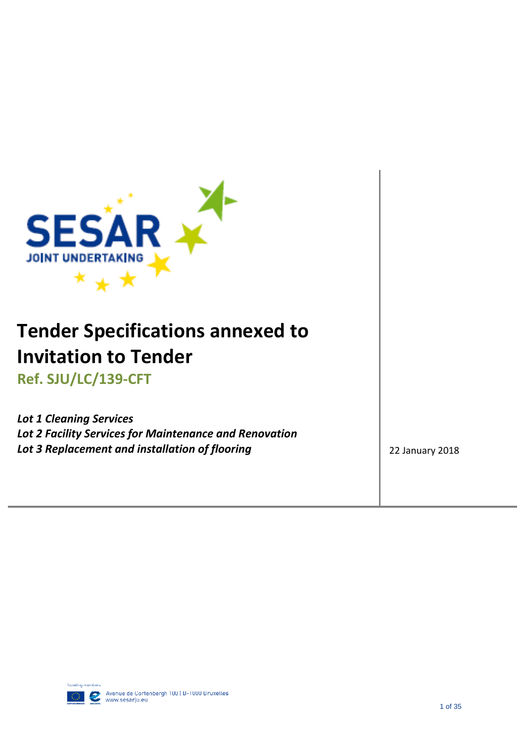# Tender Specifications annexed to Invitation to Tender

## Ref. SJU/LC/139-CFT

***Lot 1 Cleaning Services***
***Lot 2 Facility Services for Maintenance and Renovation***
***Lot 3 Replacement and installation of flooring***

22 January 2018

Avenue de Cortenbergh 100 | B-1000 Bruxelles
www.sesarju.eu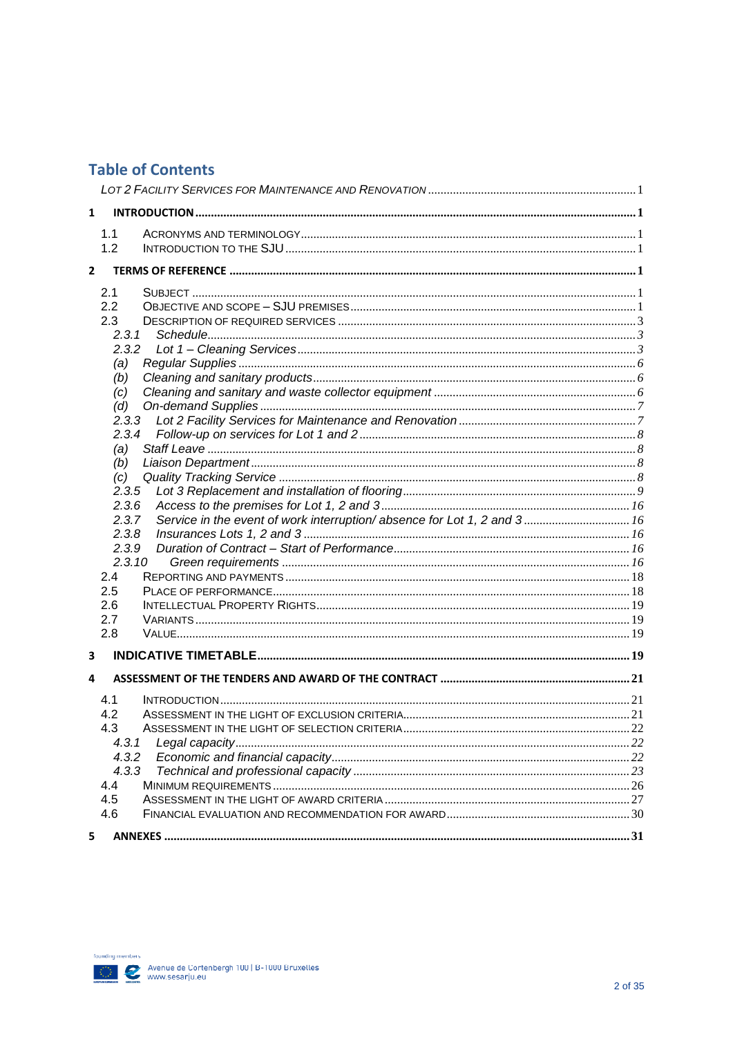## Table of Contents

LOT 2 FACILITY SERVICES FOR MAINTENANCE AND RENOVATION ..... 1

**1 INTRODUCTION ..... 1**

- 1.1 ACRONYMS AND TERMINOLOGY ..... 1
- 1.2 INTRODUCTION TO THE SJU ..... 1

**2 TERMS OF REFERENCE ..... 1**

- 2.1 SUBJECT ..... 1
- 2.2 OBJECTIVE AND SCOPE – SJU PREMISES ..... 1
- 2.3 DESCRIPTION OF REQUIRED SERVICES ..... 3
  - *2.3.1 Schedule ..... 3*
  - *2.3.2 Lot 1 – Cleaning Services ..... 3*
  - *(a) Regular Supplies ..... 6*
  - *(b) Cleaning and sanitary products ..... 6*
  - *(c) Cleaning and sanitary and waste collector equipment ..... 6*
  - *(d) On-demand Supplies ..... 7*
  - *2.3.3 Lot 2 Facility Services for Maintenance and Renovation ..... 7*
  - *2.3.4 Follow-up on services for Lot 1 and 2 ..... 8*
  - *(a) Staff Leave ..... 8*
  - *(b) Liaison Department ..... 8*
  - *(c) Quality Tracking Service ..... 8*
  - *2.3.5 Lot 3 Replacement and installation of flooring ..... 9*
  - *2.3.6 Access to the premises for Lot 1, 2 and 3 ..... 16*
  - *2.3.7 Service in the event of work interruption/ absence for Lot 1, 2 and 3 ..... 16*
  - *2.3.8 Insurances Lots 1, 2 and 3 ..... 16*
  - *2.3.9 Duration of Contract – Start of Performance ..... 16*
  - *2.3.10 Green requirements ..... 16*
- 2.4 REPORTING AND PAYMENTS ..... 18
- 2.5 PLACE OF PERFORMANCE ..... 18
- 2.6 INTELLECTUAL PROPERTY RIGHTS ..... 19
- 2.7 VARIANTS ..... 19
- 2.8 VALUE ..... 19

**3 INDICATIVE TIMETABLE ..... 19**

**4 ASSESSMENT OF THE TENDERS AND AWARD OF THE CONTRACT ..... 21**

- 4.1 INTRODUCTION ..... 21
- 4.2 ASSESSMENT IN THE LIGHT OF EXCLUSION CRITERIA ..... 21
- 4.3 ASSESSMENT IN THE LIGHT OF SELECTION CRITERIA ..... 22
  - *4.3.1 Legal capacity ..... 22*
  - *4.3.2 Economic and financial capacity ..... 22*
  - *4.3.3 Technical and professional capacity ..... 23*
- 4.4 MINIMUM REQUIREMENTS ..... 26
- 4.5 ASSESSMENT IN THE LIGHT OF AWARD CRITERIA ..... 27
- 4.6 FINANCIAL EVALUATION AND RECOMMENDATION FOR AWARD ..... 30

**5 ANNEXES ..... 31**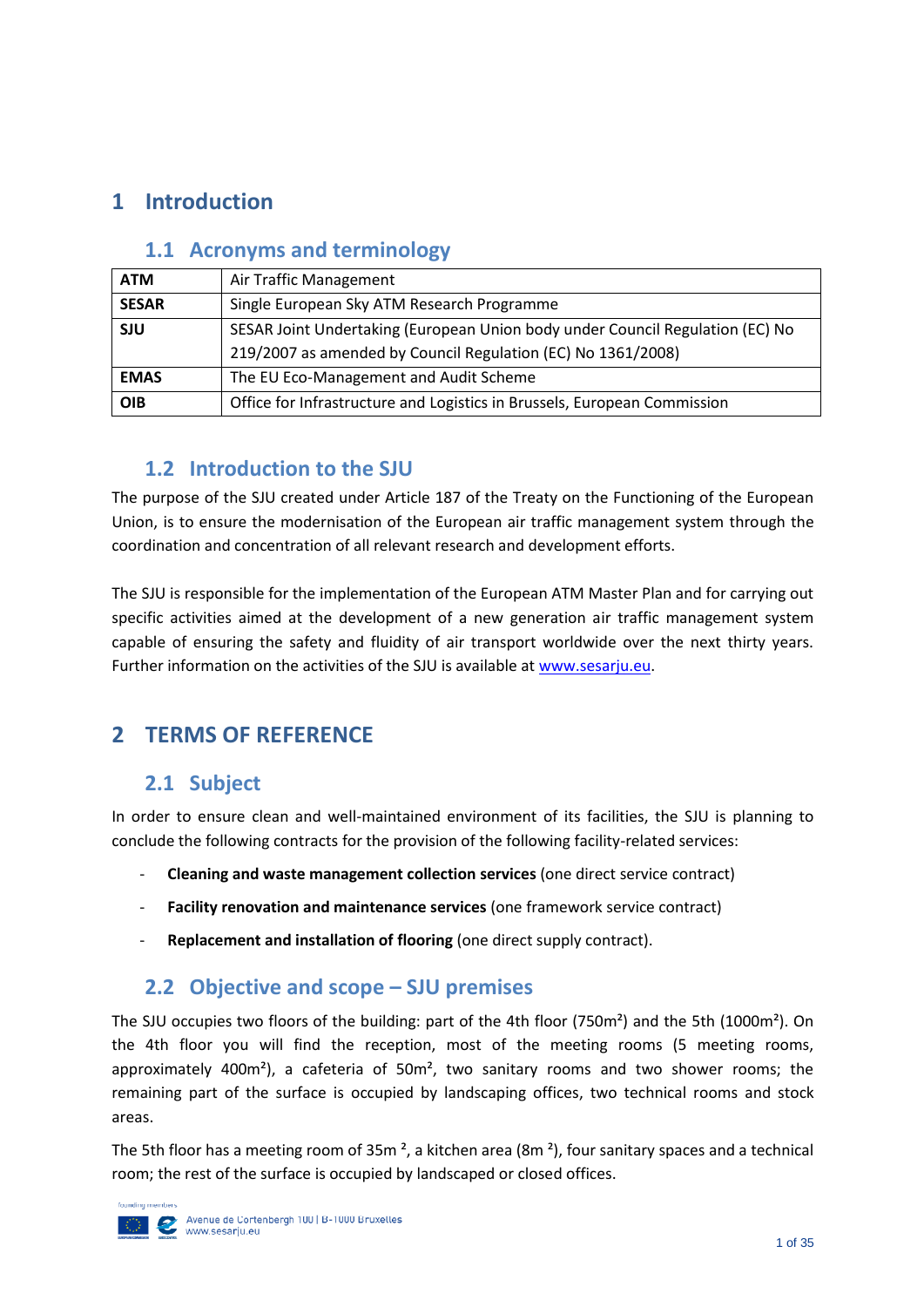# 1 Introduction

## 1.1 Acronyms and terminology

| | |
|---|---|
| **ATM** | Air Traffic Management |
| **SESAR** | Single European Sky ATM Research Programme |
| **SJU** | SESAR Joint Undertaking (European Union body under Council Regulation (EC) No 219/2007 as amended by Council Regulation (EC) No 1361/2008) |
| **EMAS** | The EU Eco-Management and Audit Scheme |
| **OIB** | Office for Infrastructure and Logistics in Brussels, European Commission |

## 1.2 Introduction to the SJU

The purpose of the SJU created under Article 187 of the Treaty on the Functioning of the European Union, is to ensure the modernisation of the European air traffic management system through the coordination and concentration of all relevant research and development efforts.

The SJU is responsible for the implementation of the European ATM Master Plan and for carrying out specific activities aimed at the development of a new generation air traffic management system capable of ensuring the safety and fluidity of air transport worldwide over the next thirty years. Further information on the activities of the SJU is available at www.sesarju.eu.

# 2 TERMS OF REFERENCE

## 2.1 Subject

In order to ensure clean and well-maintained environment of its facilities, the SJU is planning to conclude the following contracts for the provision of the following facility-related services:

- **Cleaning and waste management collection services** (one direct service contract)
- **Facility renovation and maintenance services** (one framework service contract)
- **Replacement and installation of flooring** (one direct supply contract).

## 2.2 Objective and scope – SJU premises

The SJU occupies two floors of the building: part of the 4th floor (750m²) and the 5th (1000m²). On the 4th floor you will find the reception, most of the meeting rooms (5 meeting rooms, approximately 400m²), a cafeteria of 50m², two sanitary rooms and two shower rooms; the remaining part of the surface is occupied by landscaping offices, two technical rooms and stock areas.

The 5th floor has a meeting room of 35m ², a kitchen area (8m ²), four sanitary spaces and a technical room; the rest of the surface is occupied by landscaped or closed offices.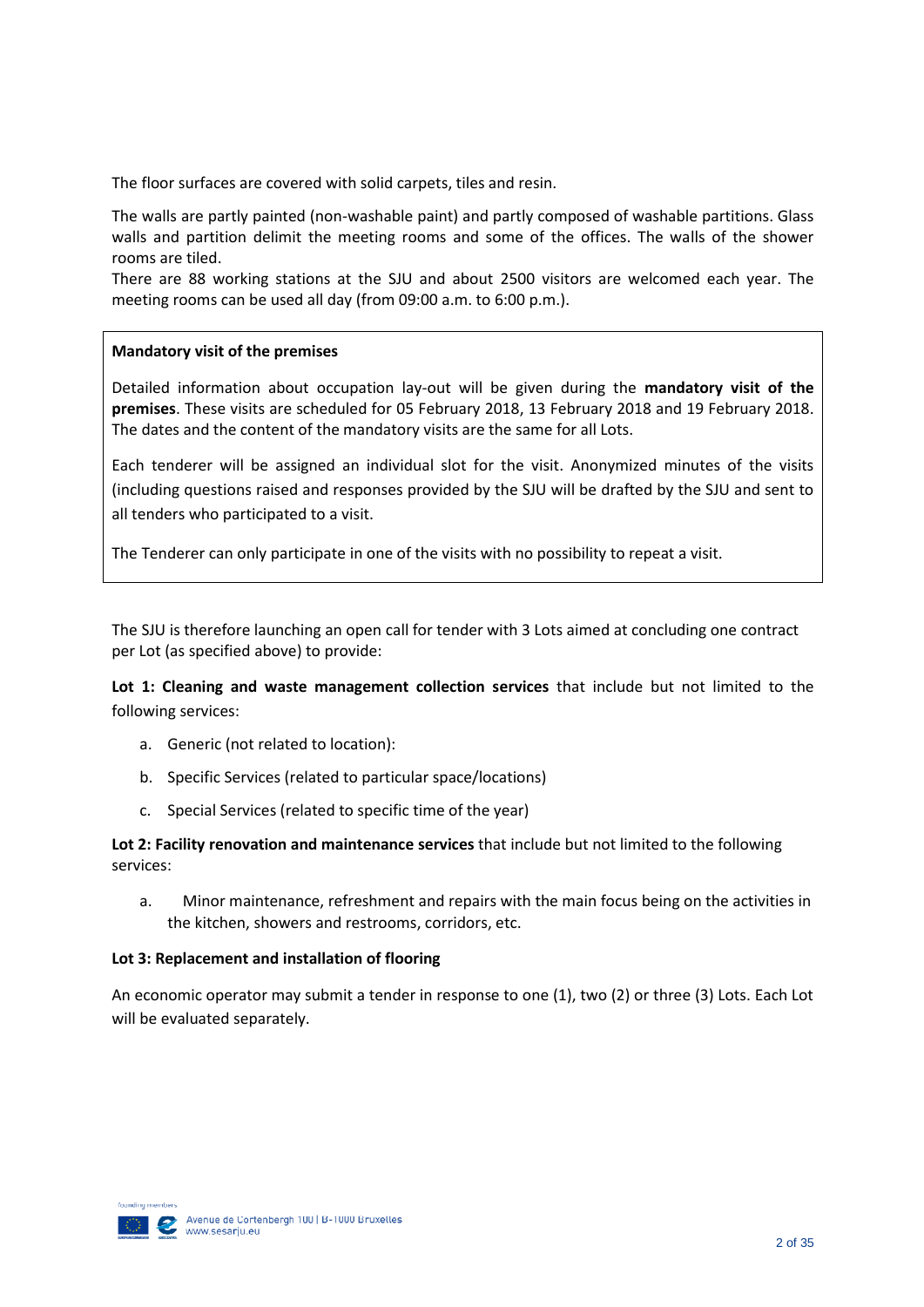The floor surfaces are covered with solid carpets, tiles and resin.

The walls are partly painted (non-washable paint) and partly composed of washable partitions. Glass walls and partition delimit the meeting rooms and some of the offices. The walls of the shower rooms are tiled.
There are 88 working stations at the SJU and about 2500 visitors are welcomed each year. The meeting rooms can be used all day (from 09:00 a.m. to 6:00 p.m.).

> **Mandatory visit of the premises**
>
> Detailed information about occupation lay-out will be given during the **mandatory visit of the premises**. These visits are scheduled for 05 February 2018, 13 February 2018 and 19 February 2018. The dates and the content of the mandatory visits are the same for all Lots.
>
> Each tenderer will be assigned an individual slot for the visit. Anonymized minutes of the visits (including questions raised and responses provided by the SJU will be drafted by the SJU and sent to all tenders who participated to a visit.
>
> The Tenderer can only participate in one of the visits with no possibility to repeat a visit.

The SJU is therefore launching an open call for tender with 3 Lots aimed at concluding one contract per Lot (as specified above) to provide:

**Lot 1: Cleaning and waste management collection services** that include but not limited to the following services:

a. Generic (not related to location):
b. Specific Services (related to particular space/locations)
c. Special Services (related to specific time of the year)

**Lot 2: Facility renovation and maintenance services** that include but not limited to the following services:

a. Minor maintenance, refreshment and repairs with the main focus being on the activities in the kitchen, showers and restrooms, corridors, etc.

**Lot 3: Replacement and installation of flooring**

An economic operator may submit a tender in response to one (1), two (2) or three (3) Lots. Each Lot will be evaluated separately.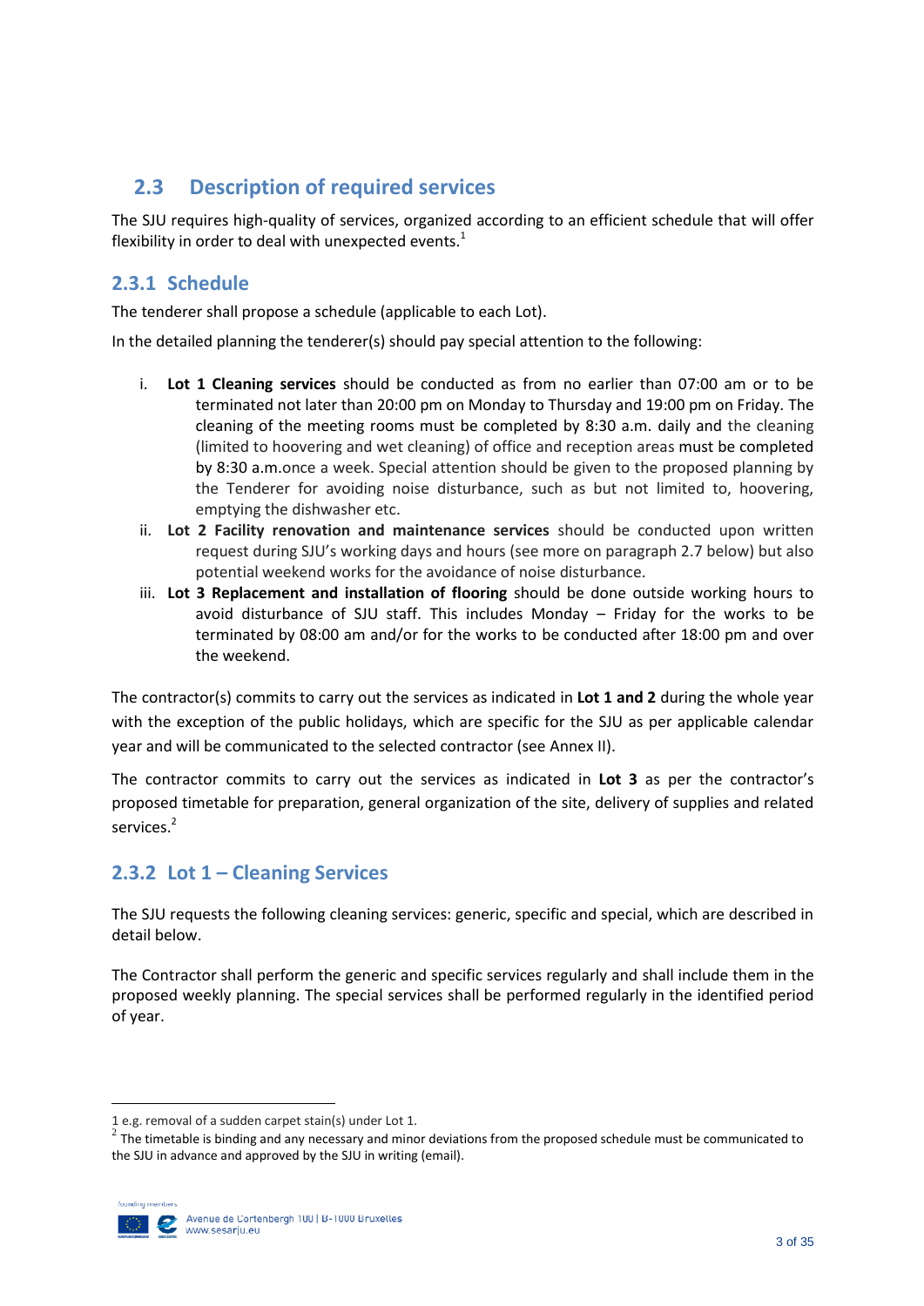## 2.3 Description of required services

The SJU requires high-quality of services, organized according to an efficient schedule that will offer flexibility in order to deal with unexpected events.[1]

### 2.3.1 Schedule

The tenderer shall propose a schedule (applicable to each Lot).

In the detailed planning the tenderer(s) should pay special attention to the following:

i. **Lot 1 Cleaning services** should be conducted as from no earlier than 07:00 am or to be terminated not later than 20:00 pm on Monday to Thursday and 19:00 pm on Friday. The cleaning of the meeting rooms must be completed by 8:30 a.m. daily and the cleaning (limited to hoovering and wet cleaning) of office and reception areas must be completed by 8:30 a.m.once a week. Special attention should be given to the proposed planning by the Tenderer for avoiding noise disturbance, such as but not limited to, hoovering, emptying the dishwasher etc.

ii. **Lot 2 Facility renovation and maintenance services** should be conducted upon written request during SJU's working days and hours (see more on paragraph 2.7 below) but also potential weekend works for the avoidance of noise disturbance.

iii. **Lot 3 Replacement and installation of flooring** should be done outside working hours to avoid disturbance of SJU staff. This includes Monday – Friday for the works to be terminated by 08:00 am and/or for the works to be conducted after 18:00 pm and over the weekend.

The contractor(s) commits to carry out the services as indicated in **Lot 1 and 2** during the whole year with the exception of the public holidays, which are specific for the SJU as per applicable calendar year and will be communicated to the selected contractor (see Annex II).

The contractor commits to carry out the services as indicated in **Lot 3** as per the contractor's proposed timetable for preparation, general organization of the site, delivery of supplies and related services.[2]

### 2.3.2 Lot 1 – Cleaning Services

The SJU requests the following cleaning services: generic, specific and special, which are described in detail below.

The Contractor shall perform the generic and specific services regularly and shall include them in the proposed weekly planning. The special services shall be performed regularly in the identified period of year.

---

[1] e.g. removal of a sudden carpet stain(s) under Lot 1.

[2] The timetable is binding and any necessary and minor deviations from the proposed schedule must be communicated to the SJU in advance and approved by the SJU in writing (email).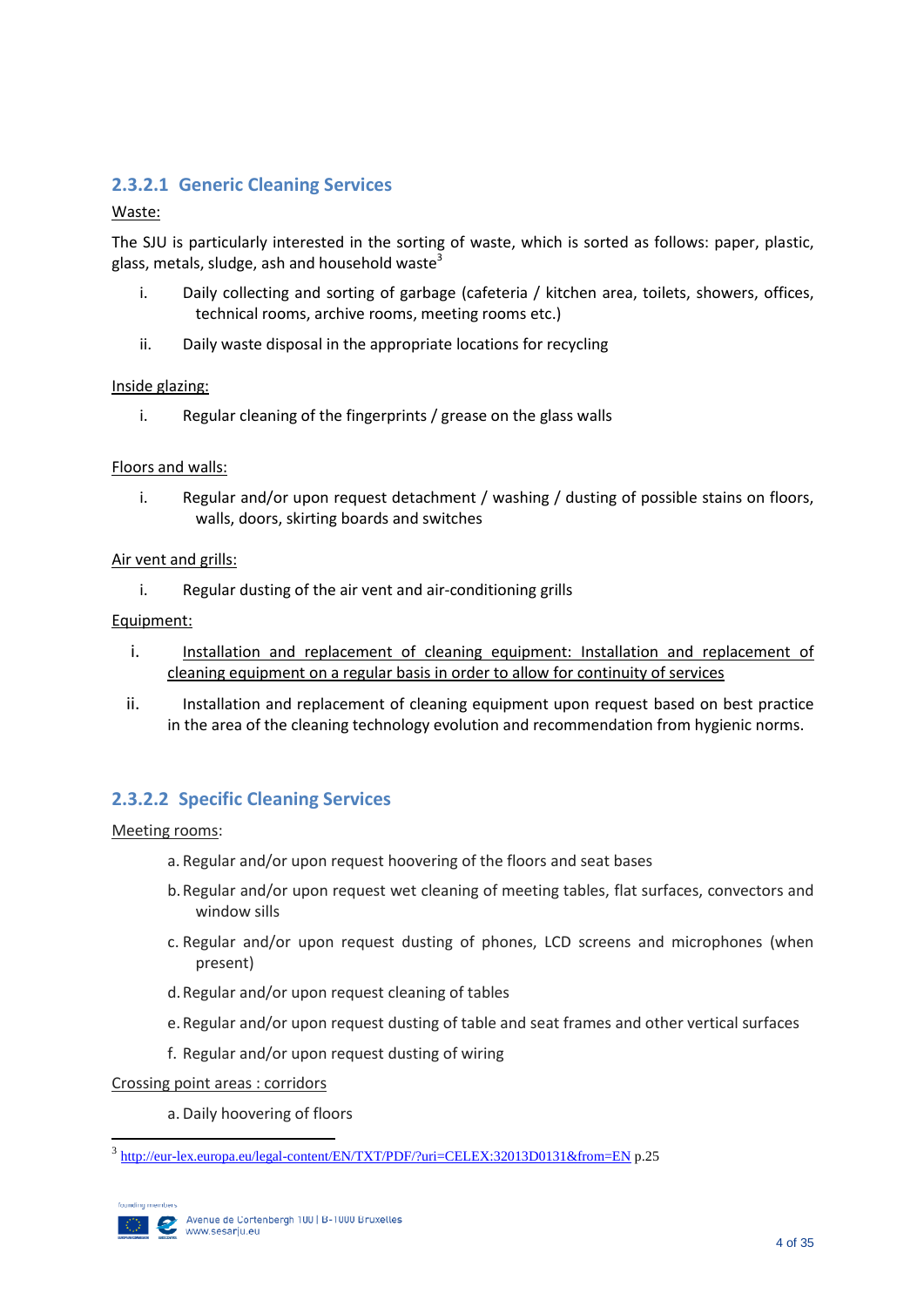### 2.3.2.1 Generic Cleaning Services

Waste:

The SJU is particularly interested in the sorting of waste, which is sorted as follows: paper, plastic, glass, metals, sludge, ash and household waste[3]

i. Daily collecting and sorting of garbage (cafeteria / kitchen area, toilets, showers, offices, technical rooms, archive rooms, meeting rooms etc.)

ii. Daily waste disposal in the appropriate locations for recycling

Inside glazing:

i. Regular cleaning of the fingerprints / grease on the glass walls

Floors and walls:

i. Regular and/or upon request detachment / washing / dusting of possible stains on floors, walls, doors, skirting boards and switches

Air vent and grills:

i. Regular dusting of the air vent and air-conditioning grills

Equipment:

i. Installation and replacement of cleaning equipment: Installation and replacement of cleaning equipment on a regular basis in order to allow for continuity of services

ii. Installation and replacement of cleaning equipment upon request based on best practice in the area of the cleaning technology evolution and recommendation from hygienic norms.

### 2.3.2.2 Specific Cleaning Services

Meeting rooms:

a. Regular and/or upon request hoovering of the floors and seat bases

b. Regular and/or upon request wet cleaning of meeting tables, flat surfaces, convectors and window sills

c. Regular and/or upon request dusting of phones, LCD screens and microphones (when present)

d. Regular and/or upon request cleaning of tables

e. Regular and/or upon request dusting of table and seat frames and other vertical surfaces

f. Regular and/or upon request dusting of wiring

Crossing point areas : corridors

a. Daily hoovering of floors

[3] http://eur-lex.europa.eu/legal-content/EN/TXT/PDF/?uri=CELEX:32013D0131&from=EN p.25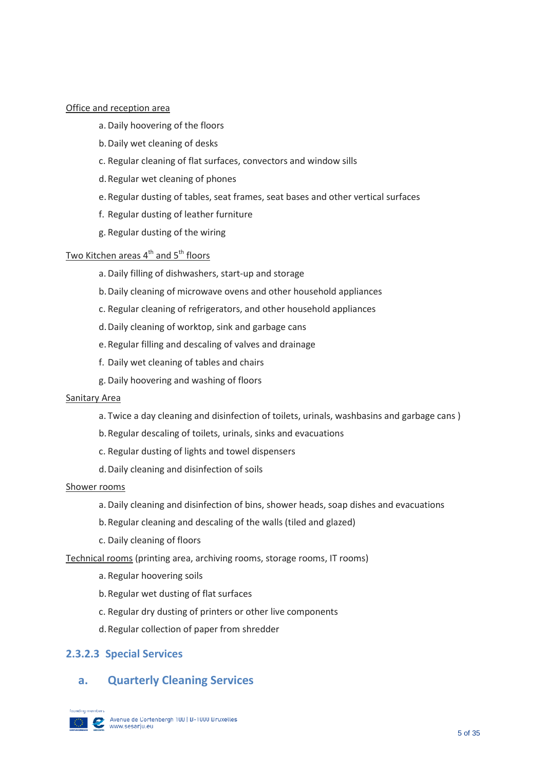Office and reception area

a. Daily hoovering of the floors
b. Daily wet cleaning of desks
c. Regular cleaning of flat surfaces, convectors and window sills
d. Regular wet cleaning of phones
e. Regular dusting of tables, seat frames, seat bases and other vertical surfaces
f. Regular dusting of leather furniture
g. Regular dusting of the wiring

Two Kitchen areas 4th and 5th floors

a. Daily filling of dishwashers, start-up and storage
b. Daily cleaning of microwave ovens and other household appliances
c. Regular cleaning of refrigerators, and other household appliances
d. Daily cleaning of worktop, sink and garbage cans
e. Regular filling and descaling of valves and drainage
f. Daily wet cleaning of tables and chairs
g. Daily hoovering and washing of floors

Sanitary Area

a. Twice a day cleaning and disinfection of toilets, urinals, washbasins and garbage cans )
b. Regular descaling of toilets, urinals, sinks and evacuations
c. Regular dusting of lights and towel dispensers
d. Daily cleaning and disinfection of soils

Shower rooms

a. Daily cleaning and disinfection of bins, shower heads, soap dishes and evacuations
b. Regular cleaning and descaling of the walls (tiled and glazed)
c. Daily cleaning of floors

Technical rooms (printing area, archiving rooms, storage rooms, IT rooms)

a. Regular hoovering soils
b. Regular wet dusting of flat surfaces
c. Regular dry dusting of printers or other live components
d. Regular collection of paper from shredder

### 2.3.2.3 Special Services

#### a. Quarterly Cleaning Services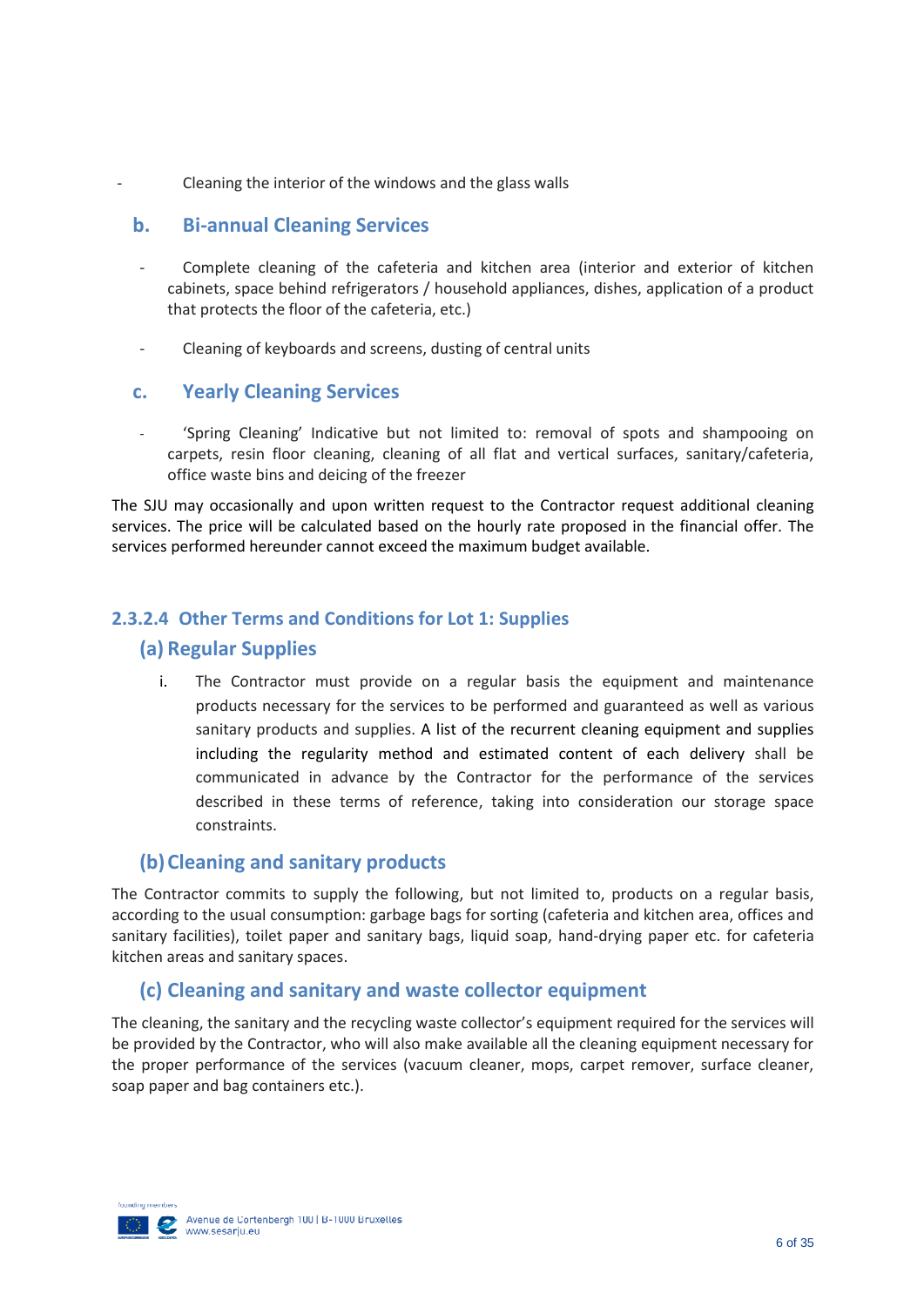- Cleaning the interior of the windows and the glass walls

### b. Bi-annual Cleaning Services

- Complete cleaning of the cafeteria and kitchen area (interior and exterior of kitchen cabinets, space behind refrigerators / household appliances, dishes, application of a product that protects the floor of the cafeteria, etc.)

- Cleaning of keyboards and screens, dusting of central units

### c. Yearly Cleaning Services

- 'Spring Cleaning' Indicative but not limited to: removal of spots and shampooing on carpets, resin floor cleaning, cleaning of all flat and vertical surfaces, sanitary/cafeteria, office waste bins and deicing of the freezer

The SJU may occasionally and upon written request to the Contractor request additional cleaning services. The price will be calculated based on the hourly rate proposed in the financial offer. The services performed hereunder cannot exceed the maximum budget available.

## 2.3.2.4 Other Terms and Conditions for Lot 1: Supplies

### (a) Regular Supplies

i. The Contractor must provide on a regular basis the equipment and maintenance products necessary for the services to be performed and guaranteed as well as various sanitary products and supplies. A list of the recurrent cleaning equipment and supplies including the regularity method and estimated content of each delivery shall be communicated in advance by the Contractor for the performance of the services described in these terms of reference, taking into consideration our storage space constraints.

### (b) Cleaning and sanitary products

The Contractor commits to supply the following, but not limited to, products on a regular basis, according to the usual consumption: garbage bags for sorting (cafeteria and kitchen area, offices and sanitary facilities), toilet paper and sanitary bags, liquid soap, hand-drying paper etc. for cafeteria kitchen areas and sanitary spaces.

### (c) Cleaning and sanitary and waste collector equipment

The cleaning, the sanitary and the recycling waste collector's equipment required for the services will be provided by the Contractor, who will also make available all the cleaning equipment necessary for the proper performance of the services (vacuum cleaner, mops, carpet remover, surface cleaner, soap paper and bag containers etc.).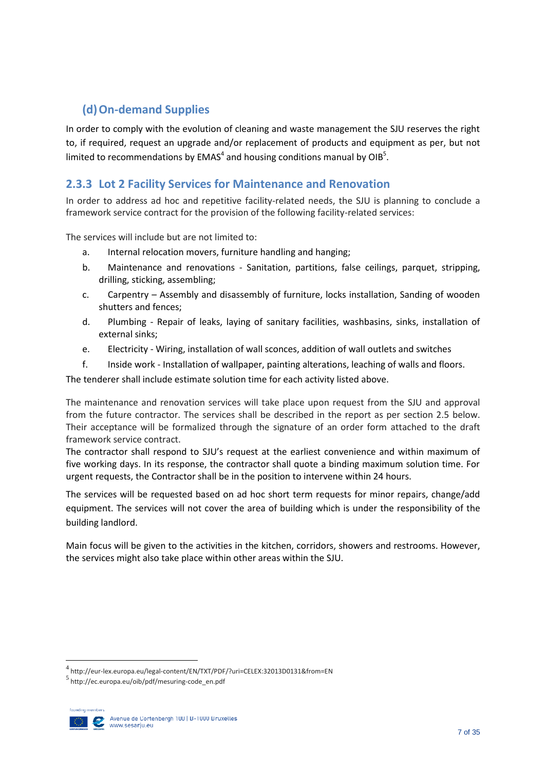### (d) On-demand Supplies

In order to comply with the evolution of cleaning and waste management the SJU reserves the right to, if required, request an upgrade and/or replacement of products and equipment as per, but not limited to recommendations by EMAS[4] and housing conditions manual by OIB[5].

### 2.3.3 Lot 2 Facility Services for Maintenance and Renovation

In order to address ad hoc and repetitive facility-related needs, the SJU is planning to conclude a framework service contract for the provision of the following facility-related services:

The services will include but are not limited to:

a. Internal relocation movers, furniture handling and hanging;

b. Maintenance and renovations - Sanitation, partitions, false ceilings, parquet, stripping, drilling, sticking, assembling;

c. Carpentry – Assembly and disassembly of furniture, locks installation, Sanding of wooden shutters and fences;

d. Plumbing - Repair of leaks, laying of sanitary facilities, washbasins, sinks, installation of external sinks;

e. Electricity - Wiring, installation of wall sconces, addition of wall outlets and switches

f. Inside work - Installation of wallpaper, painting alterations, leaching of walls and floors.

The tenderer shall include estimate solution time for each activity listed above.

The maintenance and renovation services will take place upon request from the SJU and approval from the future contractor. The services shall be described in the report as per section 2.5 below. Their acceptance will be formalized through the signature of an order form attached to the draft framework service contract.

The contractor shall respond to SJU's request at the earliest convenience and within maximum of five working days. In its response, the contractor shall quote a binding maximum solution time. For urgent requests, the Contractor shall be in the position to intervene within 24 hours.

The services will be requested based on ad hoc short term requests for minor repairs, change/add equipment. The services will not cover the area of building which is under the responsibility of the building landlord.

Main focus will be given to the activities in the kitchen, corridors, showers and restrooms. However, the services might also take place within other areas within the SJU.

---

[4] http://eur-lex.europa.eu/legal-content/EN/TXT/PDF/?uri=CELEX:32013D0131&from=EN

[5] http://ec.europa.eu/oib/pdf/mesuring-code_en.pdf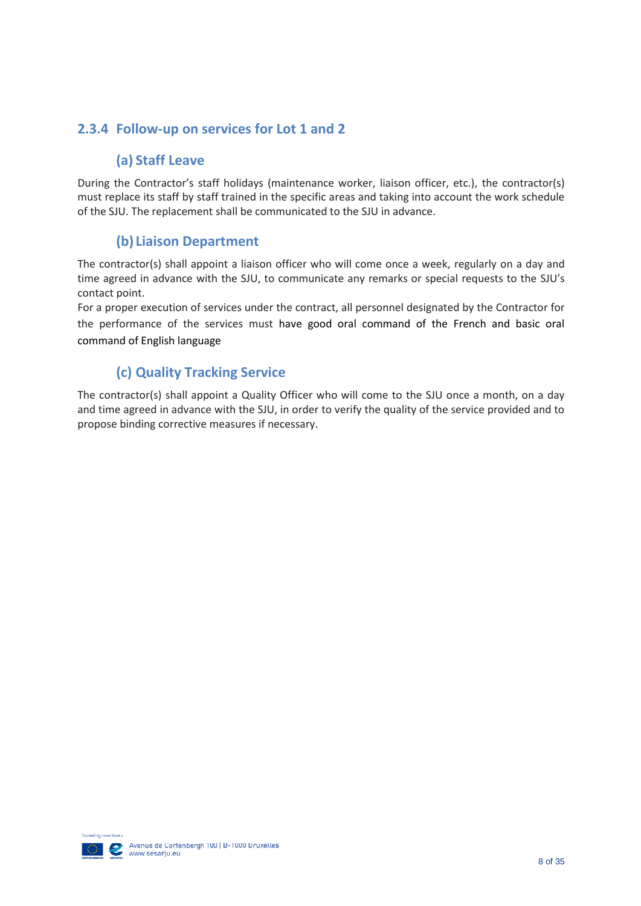### 2.3.4 Follow-up on services for Lot 1 and 2

#### (a) Staff Leave

During the Contractor's staff holidays (maintenance worker, liaison officer, etc.), the contractor(s) must replace its staff by staff trained in the specific areas and taking into account the work schedule of the SJU. The replacement shall be communicated to the SJU in advance.

#### (b) Liaison Department

The contractor(s) shall appoint a liaison officer who will come once a week, regularly on a day and time agreed in advance with the SJU, to communicate any remarks or special requests to the SJU's contact point.

For a proper execution of services under the contract, all personnel designated by the Contractor for the performance of the services must have good oral command of the French and basic oral command of English language

#### (c) Quality Tracking Service

The contractor(s) shall appoint a Quality Officer who will come to the SJU once a month, on a day and time agreed in advance with the SJU, in order to verify the quality of the service provided and to propose binding corrective measures if necessary.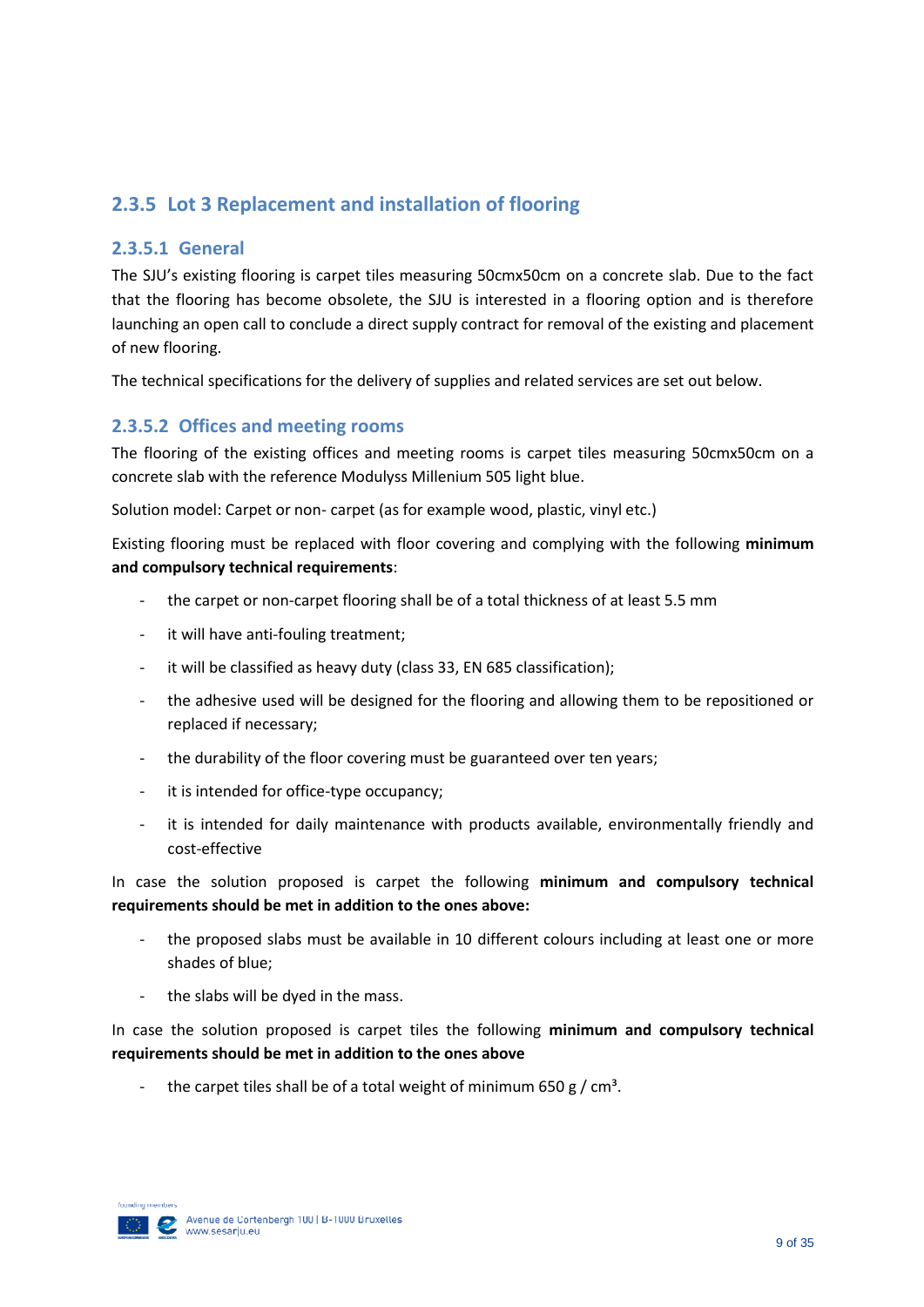## 2.3.5 Lot 3 Replacement and installation of flooring

### 2.3.5.1 General

The SJU's existing flooring is carpet tiles measuring 50cmx50cm on a concrete slab. Due to the fact that the flooring has become obsolete, the SJU is interested in a flooring option and is therefore launching an open call to conclude a direct supply contract for removal of the existing and placement of new flooring.

The technical specifications for the delivery of supplies and related services are set out below.

### 2.3.5.2 Offices and meeting rooms

The flooring of the existing offices and meeting rooms is carpet tiles measuring 50cmx50cm on a concrete slab with the reference Modulyss Millenium 505 light blue.

Solution model: Carpet or non- carpet (as for example wood, plastic, vinyl etc.)

Existing flooring must be replaced with floor covering and complying with the following **minimum and compulsory technical requirements**:

- the carpet or non-carpet flooring shall be of a total thickness of at least 5.5 mm
- it will have anti-fouling treatment;
- it will be classified as heavy duty (class 33, EN 685 classification);
- the adhesive used will be designed for the flooring and allowing them to be repositioned or replaced if necessary;
- the durability of the floor covering must be guaranteed over ten years;
- it is intended for office-type occupancy;
- it is intended for daily maintenance with products available, environmentally friendly and cost-effective

In case the solution proposed is carpet the following **minimum and compulsory technical requirements should be met in addition to the ones above:**

- the proposed slabs must be available in 10 different colours including at least one or more shades of blue;
- the slabs will be dyed in the mass.

In case the solution proposed is carpet tiles the following **minimum and compulsory technical requirements should be met in addition to the ones above**

- the carpet tiles shall be of a total weight of minimum 650 g / $cm^3$.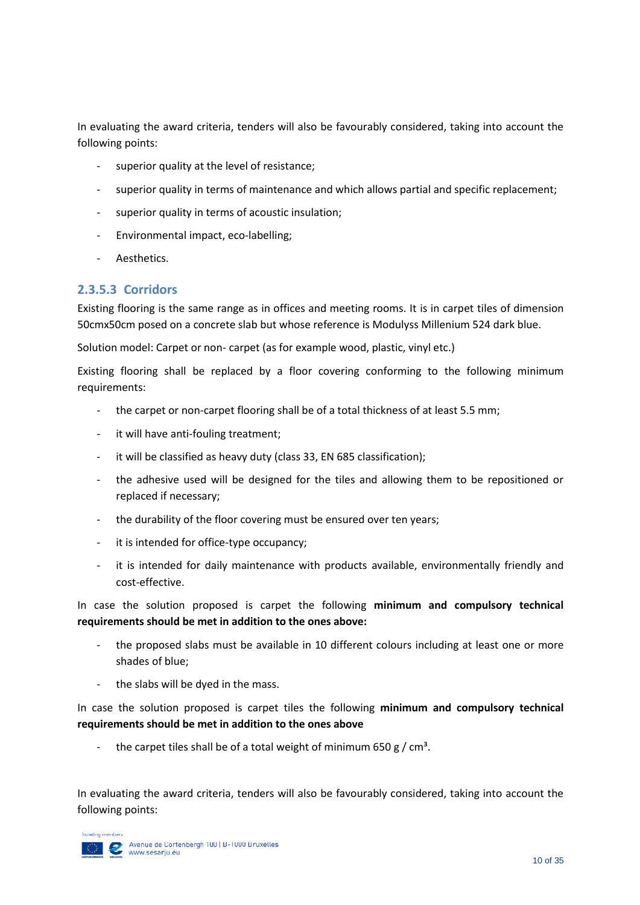In evaluating the award criteria, tenders will also be favourably considered, taking into account the following points:

- superior quality at the level of resistance;
- superior quality in terms of maintenance and which allows partial and specific replacement;
- superior quality in terms of acoustic insulation;
- Environmental impact, eco-labelling;
- Aesthetics.

### 2.3.5.3 Corridors

Existing flooring is the same range as in offices and meeting rooms. It is in carpet tiles of dimension 50cmx50cm posed on a concrete slab but whose reference is Modulyss Millenium 524 dark blue.

Solution model: Carpet or non- carpet (as for example wood, plastic, vinyl etc.)

Existing flooring shall be replaced by a floor covering conforming to the following minimum requirements:

- the carpet or non-carpet flooring shall be of a total thickness of at least 5.5 mm;
- it will have anti-fouling treatment;
- it will be classified as heavy duty (class 33, EN 685 classification);
- the adhesive used will be designed for the tiles and allowing them to be repositioned or replaced if necessary;
- the durability of the floor covering must be ensured over ten years;
- it is intended for office-type occupancy;
- it is intended for daily maintenance with products available, environmentally friendly and cost-effective.

In case the solution proposed is carpet the following **minimum and compulsory technical requirements should be met in addition to the ones above:**

- the proposed slabs must be available in 10 different colours including at least one or more shades of blue;
- the slabs will be dyed in the mass.

In case the solution proposed is carpet tiles the following **minimum and compulsory technical requirements should be met in addition to the ones above**

- the carpet tiles shall be of a total weight of minimum 650 g / $cm^3$.

In evaluating the award criteria, tenders will also be favourably considered, taking into account the following points: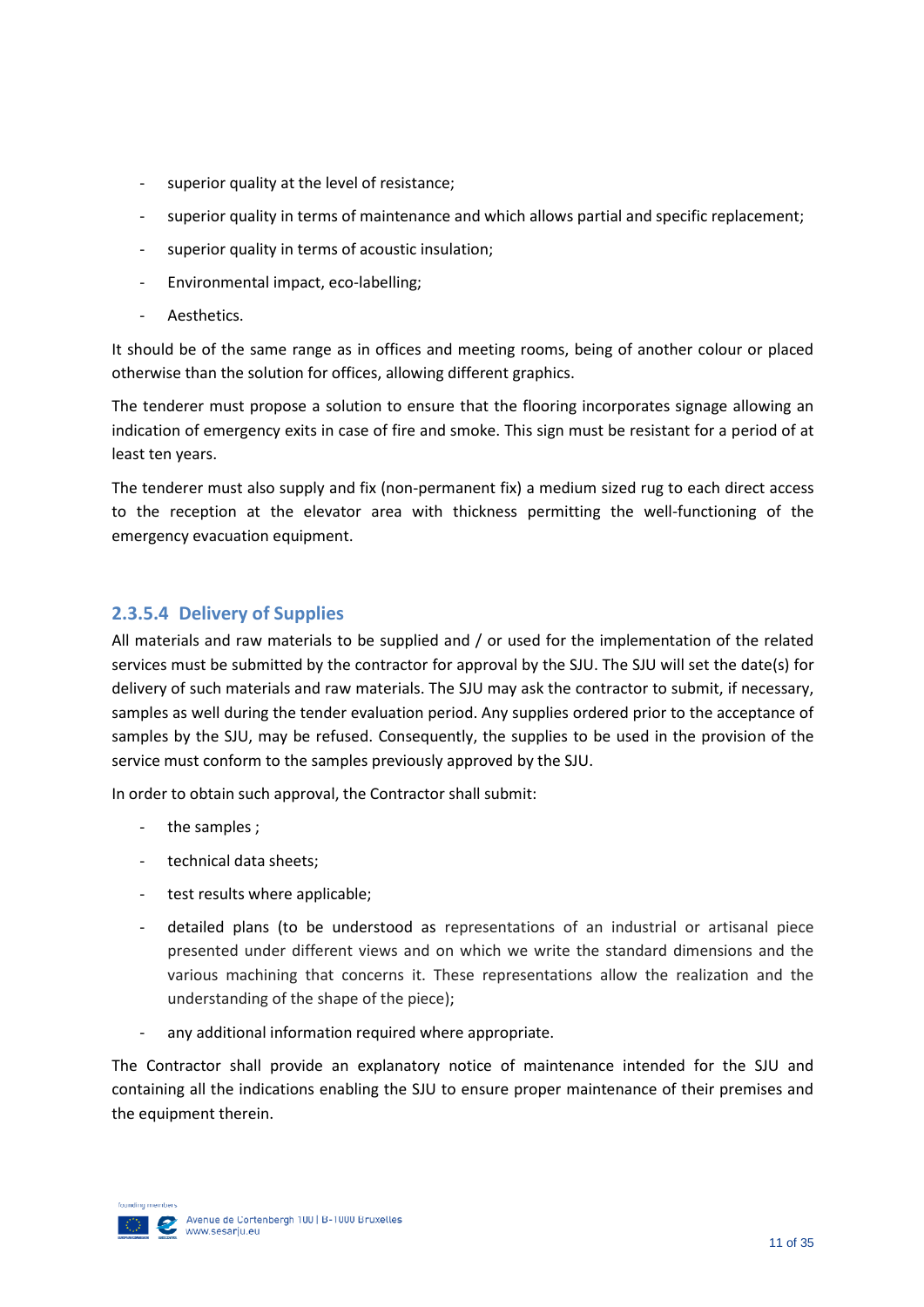- superior quality at the level of resistance;
- superior quality in terms of maintenance and which allows partial and specific replacement;
- superior quality in terms of acoustic insulation;
- Environmental impact, eco-labelling;
- Aesthetics.

It should be of the same range as in offices and meeting rooms, being of another colour or placed otherwise than the solution for offices, allowing different graphics.

The tenderer must propose a solution to ensure that the flooring incorporates signage allowing an indication of emergency exits in case of fire and smoke. This sign must be resistant for a period of at least ten years.

The tenderer must also supply and fix (non-permanent fix) a medium sized rug to each direct access to the reception at the elevator area with thickness permitting the well-functioning of the emergency evacuation equipment.

#### 2.3.5.4 Delivery of Supplies

All materials and raw materials to be supplied and / or used for the implementation of the related services must be submitted by the contractor for approval by the SJU. The SJU will set the date(s) for delivery of such materials and raw materials. The SJU may ask the contractor to submit, if necessary, samples as well during the tender evaluation period. Any supplies ordered prior to the acceptance of samples by the SJU, may be refused. Consequently, the supplies to be used in the provision of the service must conform to the samples previously approved by the SJU.

In order to obtain such approval, the Contractor shall submit:

- the samples ;
- technical data sheets;
- test results where applicable;
- detailed plans (to be understood as representations of an industrial or artisanal piece presented under different views and on which we write the standard dimensions and the various machining that concerns it. These representations allow the realization and the understanding of the shape of the piece);
- any additional information required where appropriate.

The Contractor shall provide an explanatory notice of maintenance intended for the SJU and containing all the indications enabling the SJU to ensure proper maintenance of their premises and the equipment therein.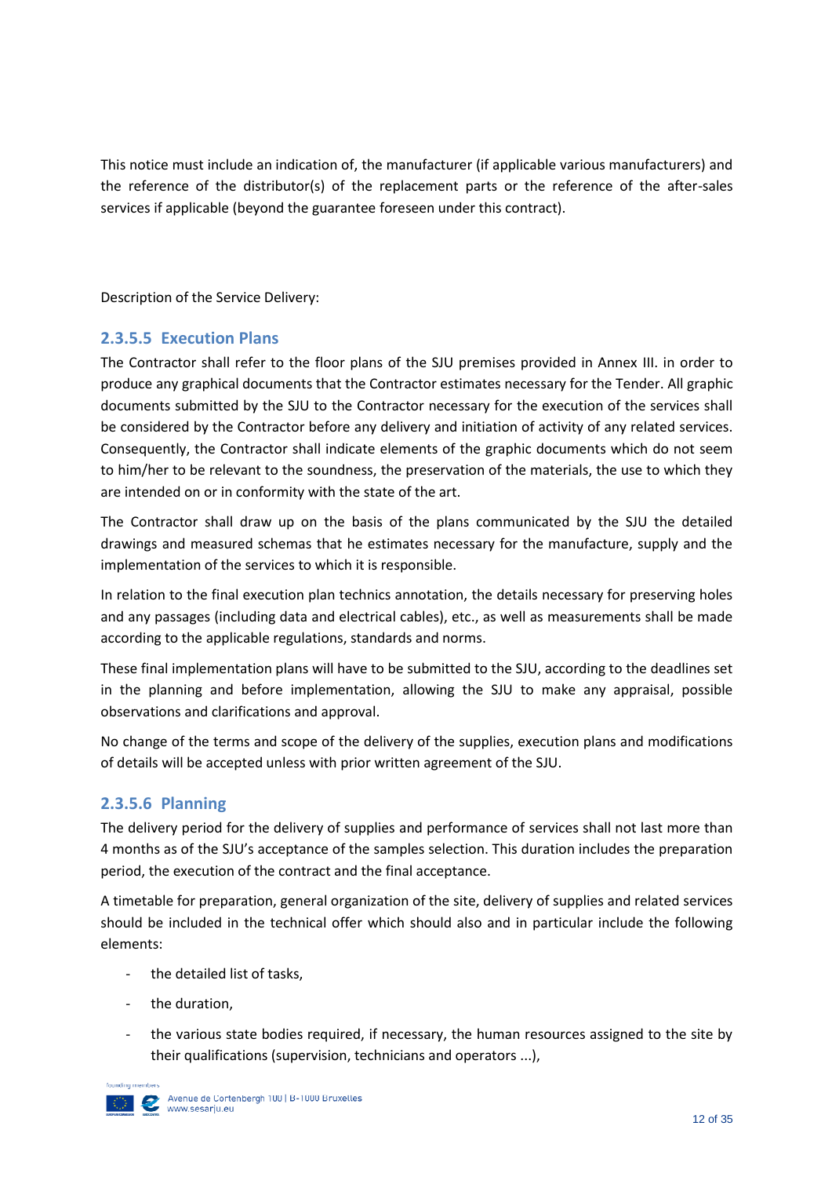This notice must include an indication of, the manufacturer (if applicable various manufacturers) and the reference of the distributor(s) of the replacement parts or the reference of the after-sales services if applicable (beyond the guarantee foreseen under this contract).

Description of the Service Delivery:

#### 2.3.5.5 Execution Plans

The Contractor shall refer to the floor plans of the SJU premises provided in Annex III. in order to produce any graphical documents that the Contractor estimates necessary for the Tender. All graphic documents submitted by the SJU to the Contractor necessary for the execution of the services shall be considered by the Contractor before any delivery and initiation of activity of any related services. Consequently, the Contractor shall indicate elements of the graphic documents which do not seem to him/her to be relevant to the soundness, the preservation of the materials, the use to which they are intended on or in conformity with the state of the art.

The Contractor shall draw up on the basis of the plans communicated by the SJU the detailed drawings and measured schemas that he estimates necessary for the manufacture, supply and the implementation of the services to which it is responsible.

In relation to the final execution plan technics annotation, the details necessary for preserving holes and any passages (including data and electrical cables), etc., as well as measurements shall be made according to the applicable regulations, standards and norms.

These final implementation plans will have to be submitted to the SJU, according to the deadlines set in the planning and before implementation, allowing the SJU to make any appraisal, possible observations and clarifications and approval.

No change of the terms and scope of the delivery of the supplies, execution plans and modifications of details will be accepted unless with prior written agreement of the SJU.

#### 2.3.5.6 Planning

The delivery period for the delivery of supplies and performance of services shall not last more than 4 months as of the SJU's acceptance of the samples selection. This duration includes the preparation period, the execution of the contract and the final acceptance.

A timetable for preparation, general organization of the site, delivery of supplies and related services should be included in the technical offer which should also and in particular include the following elements:

- the detailed list of tasks,
- the duration,
- the various state bodies required, if necessary, the human resources assigned to the site by their qualifications (supervision, technicians and operators ...),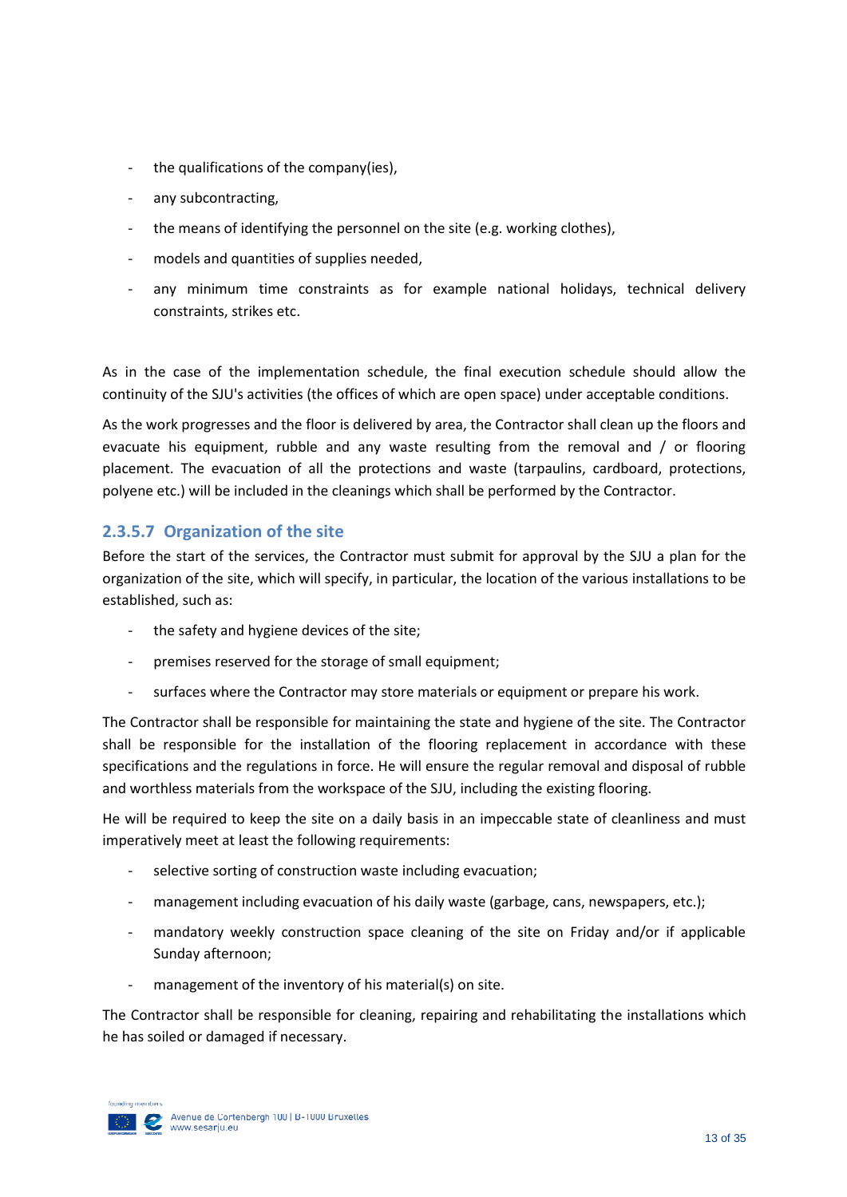- the qualifications of the company(ies),
- any subcontracting,
- the means of identifying the personnel on the site (e.g. working clothes),
- models and quantities of supplies needed,
- any minimum time constraints as for example national holidays, technical delivery constraints, strikes etc.

As in the case of the implementation schedule, the final execution schedule should allow the continuity of the SJU's activities (the offices of which are open space) under acceptable conditions.

As the work progresses and the floor is delivered by area, the Contractor shall clean up the floors and evacuate his equipment, rubble and any waste resulting from the removal and / or flooring placement. The evacuation of all the protections and waste (tarpaulins, cardboard, protections, polyene etc.) will be included in the cleanings which shall be performed by the Contractor.

#### 2.3.5.7 Organization of the site

Before the start of the services, the Contractor must submit for approval by the SJU a plan for the organization of the site, which will specify, in particular, the location of the various installations to be established, such as:

- the safety and hygiene devices of the site;
- premises reserved for the storage of small equipment;
- surfaces where the Contractor may store materials or equipment or prepare his work.

The Contractor shall be responsible for maintaining the state and hygiene of the site. The Contractor shall be responsible for the installation of the flooring replacement in accordance with these specifications and the regulations in force. He will ensure the regular removal and disposal of rubble and worthless materials from the workspace of the SJU, including the existing flooring.

He will be required to keep the site on a daily basis in an impeccable state of cleanliness and must imperatively meet at least the following requirements:

- selective sorting of construction waste including evacuation;
- management including evacuation of his daily waste (garbage, cans, newspapers, etc.);
- mandatory weekly construction space cleaning of the site on Friday and/or if applicable Sunday afternoon;
- management of the inventory of his material(s) on site.

The Contractor shall be responsible for cleaning, repairing and rehabilitating the installations which he has soiled or damaged if necessary.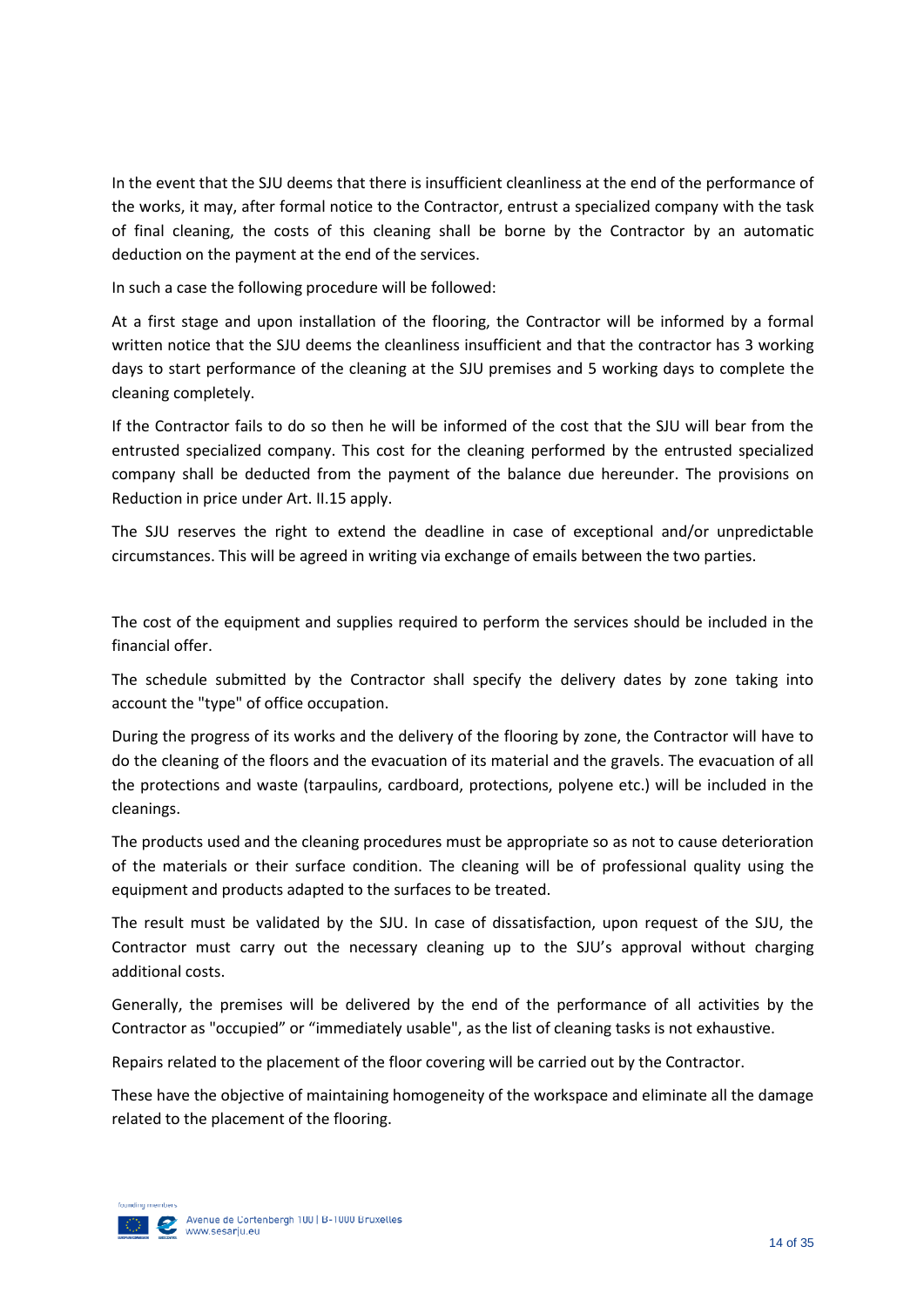In the event that the SJU deems that there is insufficient cleanliness at the end of the performance of the works, it may, after formal notice to the Contractor, entrust a specialized company with the task of final cleaning, the costs of this cleaning shall be borne by the Contractor by an automatic deduction on the payment at the end of the services.

In such a case the following procedure will be followed:

At a first stage and upon installation of the flooring, the Contractor will be informed by a formal written notice that the SJU deems the cleanliness insufficient and that the contractor has 3 working days to start performance of the cleaning at the SJU premises and 5 working days to complete the cleaning completely.

If the Contractor fails to do so then he will be informed of the cost that the SJU will bear from the entrusted specialized company. This cost for the cleaning performed by the entrusted specialized company shall be deducted from the payment of the balance due hereunder. The provisions on Reduction in price under Art. II.15 apply.

The SJU reserves the right to extend the deadline in case of exceptional and/or unpredictable circumstances. This will be agreed in writing via exchange of emails between the two parties.

The cost of the equipment and supplies required to perform the services should be included in the financial offer.

The schedule submitted by the Contractor shall specify the delivery dates by zone taking into account the "type" of office occupation.

During the progress of its works and the delivery of the flooring by zone, the Contractor will have to do the cleaning of the floors and the evacuation of its material and the gravels. The evacuation of all the protections and waste (tarpaulins, cardboard, protections, polyene etc.) will be included in the cleanings.

The products used and the cleaning procedures must be appropriate so as not to cause deterioration of the materials or their surface condition. The cleaning will be of professional quality using the equipment and products adapted to the surfaces to be treated.

The result must be validated by the SJU. In case of dissatisfaction, upon request of the SJU, the Contractor must carry out the necessary cleaning up to the SJU's approval without charging additional costs.

Generally, the premises will be delivered by the end of the performance of all activities by the Contractor as "occupied" or "immediately usable", as the list of cleaning tasks is not exhaustive.

Repairs related to the placement of the floor covering will be carried out by the Contractor.

These have the objective of maintaining homogeneity of the workspace and eliminate all the damage related to the placement of the flooring.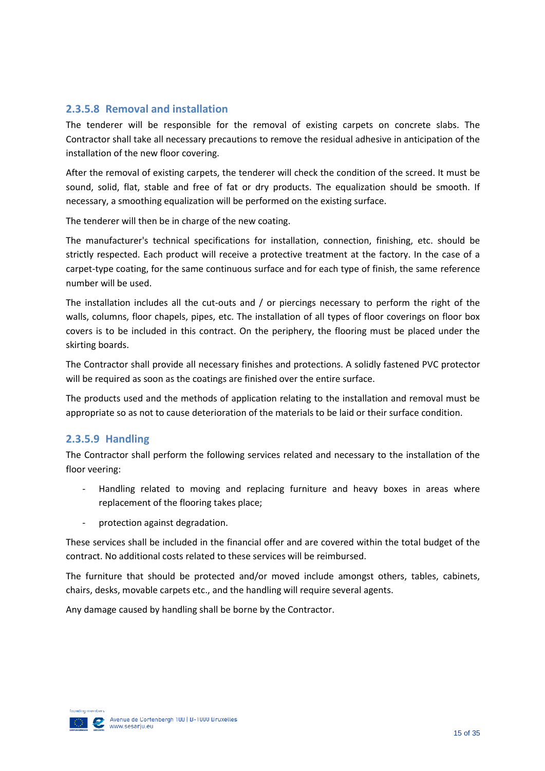#### 2.3.5.8 Removal and installation

The tenderer will be responsible for the removal of existing carpets on concrete slabs. The Contractor shall take all necessary precautions to remove the residual adhesive in anticipation of the installation of the new floor covering.

After the removal of existing carpets, the tenderer will check the condition of the screed. It must be sound, solid, flat, stable and free of fat or dry products. The equalization should be smooth. If necessary, a smoothing equalization will be performed on the existing surface.

The tenderer will then be in charge of the new coating.

The manufacturer's technical specifications for installation, connection, finishing, etc. should be strictly respected. Each product will receive a protective treatment at the factory. In the case of a carpet-type coating, for the same continuous surface and for each type of finish, the same reference number will be used.

The installation includes all the cut-outs and / or piercings necessary to perform the right of the walls, columns, floor chapels, pipes, etc. The installation of all types of floor coverings on floor box covers is to be included in this contract. On the periphery, the flooring must be placed under the skirting boards.

The Contractor shall provide all necessary finishes and protections. A solidly fastened PVC protector will be required as soon as the coatings are finished over the entire surface.

The products used and the methods of application relating to the installation and removal must be appropriate so as not to cause deterioration of the materials to be laid or their surface condition.

#### 2.3.5.9 Handling

The Contractor shall perform the following services related and necessary to the installation of the floor veering:

- Handling related to moving and replacing furniture and heavy boxes in areas where replacement of the flooring takes place;
- protection against degradation.

These services shall be included in the financial offer and are covered within the total budget of the contract. No additional costs related to these services will be reimbursed.

The furniture that should be protected and/or moved include amongst others, tables, cabinets, chairs, desks, movable carpets etc., and the handling will require several agents.

Any damage caused by handling shall be borne by the Contractor.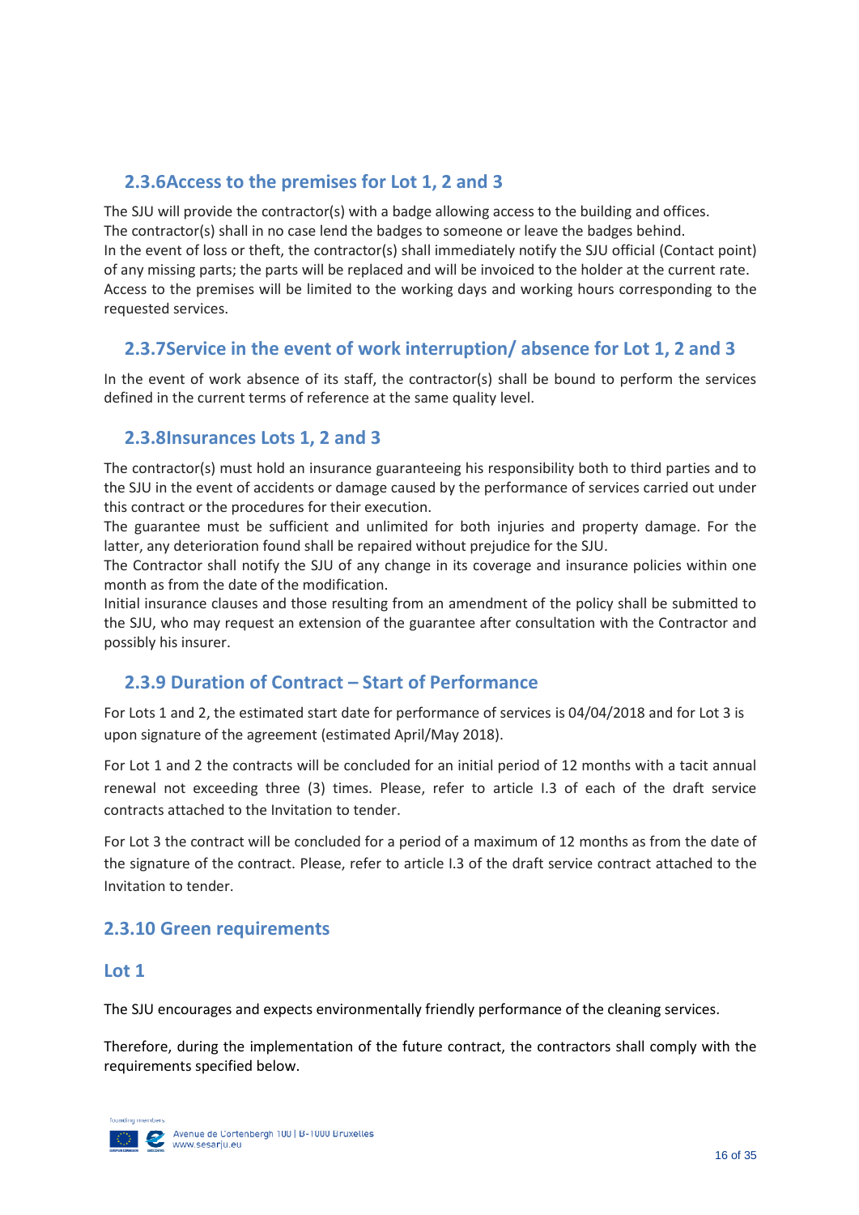### 2.3.6Access to the premises for Lot 1, 2 and 3

The SJU will provide the contractor(s) with a badge allowing access to the building and offices.
The contractor(s) shall in no case lend the badges to someone or leave the badges behind.
In the event of loss or theft, the contractor(s) shall immediately notify the SJU official (Contact point) of any missing parts; the parts will be replaced and will be invoiced to the holder at the current rate.
Access to the premises will be limited to the working days and working hours corresponding to the requested services.

### 2.3.7Service in the event of work interruption/ absence for Lot 1, 2 and 3

In the event of work absence of its staff, the contractor(s) shall be bound to perform the services defined in the current terms of reference at the same quality level.

### 2.3.8Insurances Lots 1, 2 and 3

The contractor(s) must hold an insurance guaranteeing his responsibility both to third parties and to the SJU in the event of accidents or damage caused by the performance of services carried out under this contract or the procedures for their execution.
The guarantee must be sufficient and unlimited for both injuries and property damage. For the latter, any deterioration found shall be repaired without prejudice for the SJU.
The Contractor shall notify the SJU of any change in its coverage and insurance policies within one month as from the date of the modification.
Initial insurance clauses and those resulting from an amendment of the policy shall be submitted to the SJU, who may request an extension of the guarantee after consultation with the Contractor and possibly his insurer.

### 2.3.9 Duration of Contract – Start of Performance

For Lots 1 and 2, the estimated start date for performance of services is 04/04/2018 and for Lot 3 is upon signature of the agreement (estimated April/May 2018).

For Lot 1 and 2 the contracts will be concluded for an initial period of 12 months with a tacit annual renewal not exceeding three (3) times. Please, refer to article I.3 of each of the draft service contracts attached to the Invitation to tender.

For Lot 3 the contract will be concluded for a period of a maximum of 12 months as from the date of the signature of the contract. Please, refer to article I.3 of the draft service contract attached to the Invitation to tender.

### 2.3.10 Green requirements

### Lot 1

The SJU encourages and expects environmentally friendly performance of the cleaning services.

Therefore, during the implementation of the future contract, the contractors shall comply with the requirements specified below.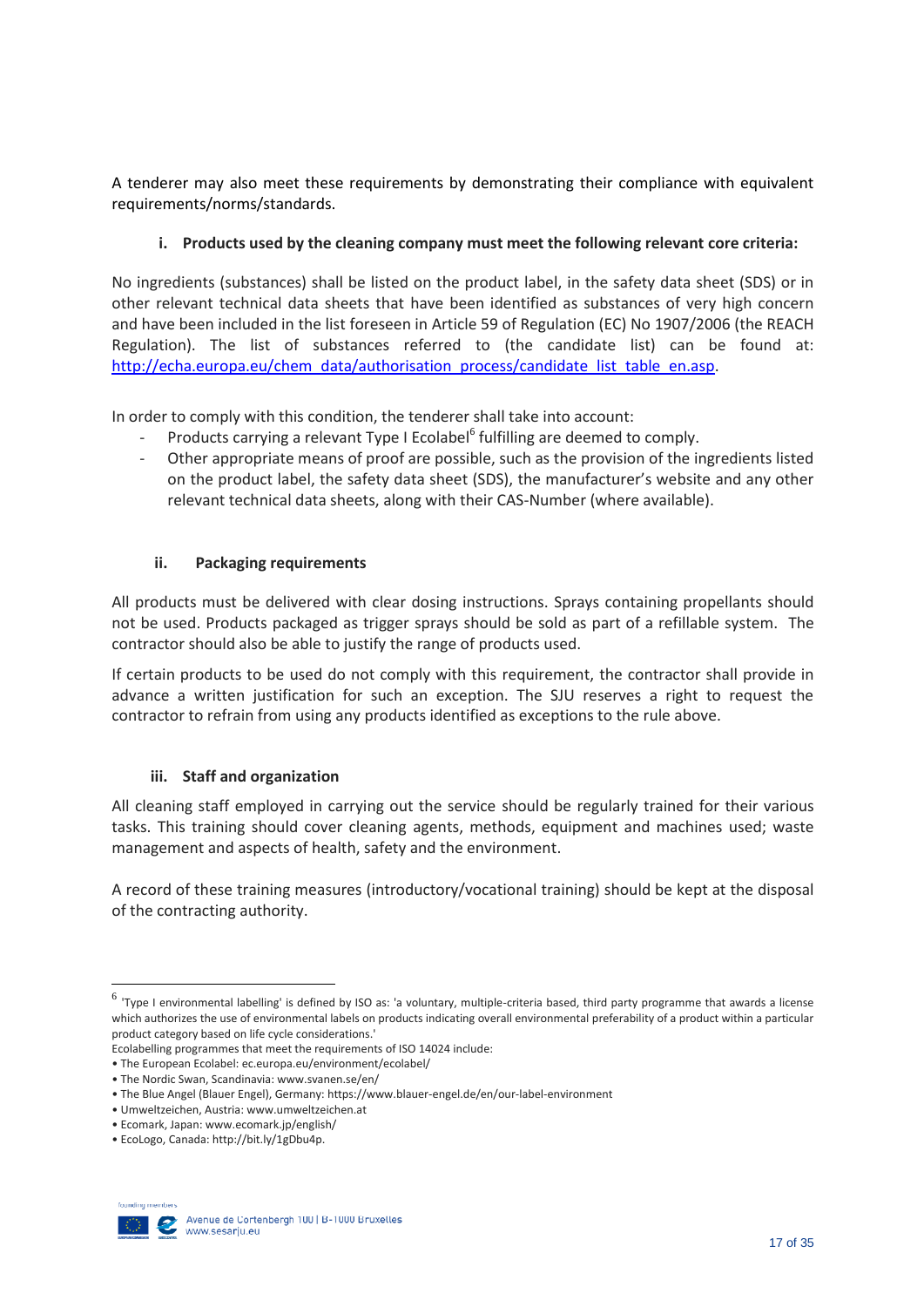A tenderer may also meet these requirements by demonstrating their compliance with equivalent requirements/norms/standards.

#### i. Products used by the cleaning company must meet the following relevant core criteria:

No ingredients (substances) shall be listed on the product label, in the safety data sheet (SDS) or in other relevant technical data sheets that have been identified as substances of very high concern and have been included in the list foreseen in Article 59 of Regulation (EC) No 1907/2006 (the REACH Regulation). The list of substances referred to (the candidate list) can be found at: http://echa.europa.eu/chem_data/authorisation_process/candidate_list_table_en.asp.

In order to comply with this condition, the tenderer shall take into account:

- Products carrying a relevant Type I Ecolabel[6] fulfilling are deemed to comply.
- Other appropriate means of proof are possible, such as the provision of the ingredients listed on the product label, the safety data sheet (SDS), the manufacturer's website and any other relevant technical data sheets, along with their CAS-Number (where available).

#### ii. Packaging requirements

All products must be delivered with clear dosing instructions. Sprays containing propellants should not be used. Products packaged as trigger sprays should be sold as part of a refillable system. The contractor should also be able to justify the range of products used.

If certain products to be used do not comply with this requirement, the contractor shall provide in advance a written justification for such an exception. The SJU reserves a right to request the contractor to refrain from using any products identified as exceptions to the rule above.

#### iii. Staff and organization

All cleaning staff employed in carrying out the service should be regularly trained for their various tasks. This training should cover cleaning agents, methods, equipment and machines used; waste management and aspects of health, safety and the environment.

A record of these training measures (introductory/vocational training) should be kept at the disposal of the contracting authority.

---

[6] 'Type I environmental labelling' is defined by ISO as: 'a voluntary, multiple-criteria based, third party programme that awards a license which authorizes the use of environmental labels on products indicating overall environmental preferability of a product within a particular product category based on life cycle considerations.'

Ecolabelling programmes that meet the requirements of ISO 14024 include:

- The European Ecolabel: ec.europa.eu/environment/ecolabel/
- The Nordic Swan, Scandinavia: www.svanen.se/en/
- The Blue Angel (Blauer Engel), Germany: https://www.blauer-engel.de/en/our-label-environment
- Umweltzeichen, Austria: www.umweltzeichen.at
- Ecomark, Japan: www.ecomark.jp/english/
- EcoLogo, Canada: http://bit.ly/1gDbu4p.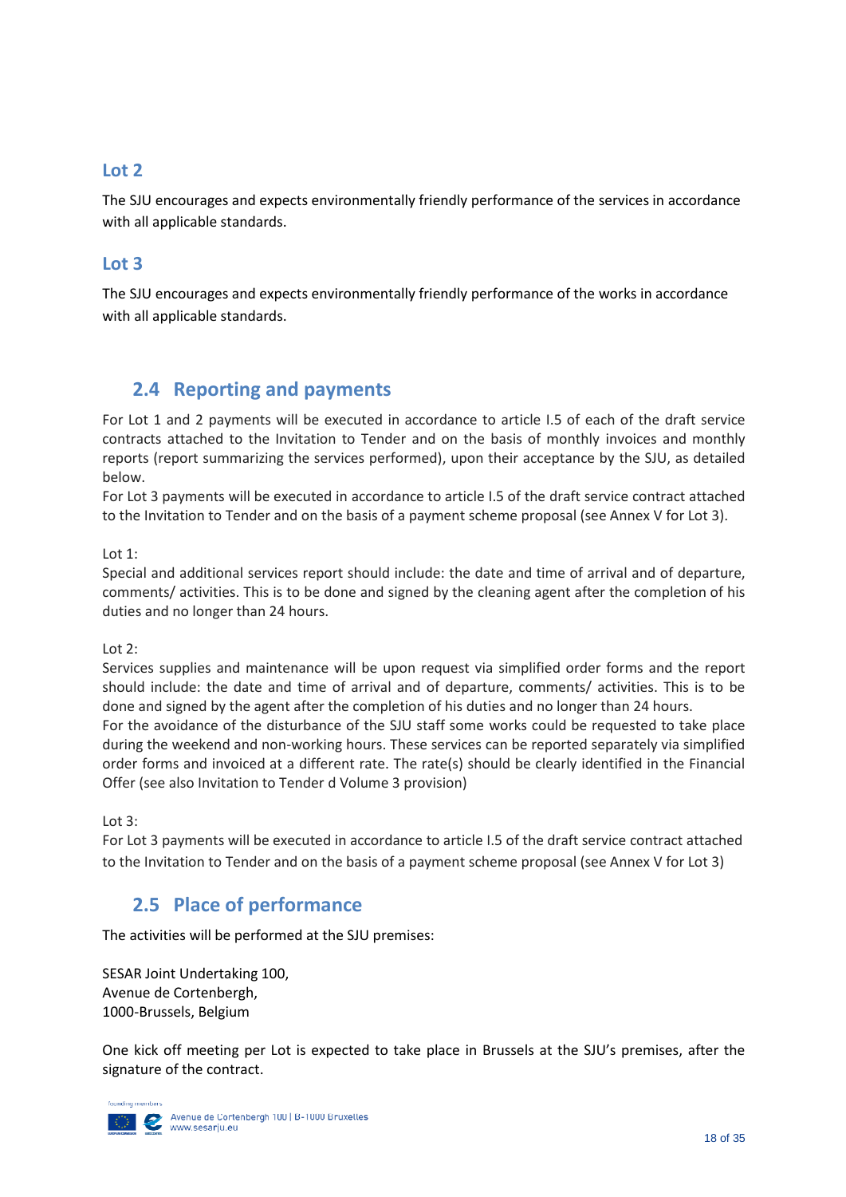### Lot 2

The SJU encourages and expects environmentally friendly performance of the services in accordance with all applicable standards.

### Lot 3

The SJU encourages and expects environmentally friendly performance of the works in accordance with all applicable standards.

## 2.4 Reporting and payments

For Lot 1 and 2 payments will be executed in accordance to article I.5 of each of the draft service contracts attached to the Invitation to Tender and on the basis of monthly invoices and monthly reports (report summarizing the services performed), upon their acceptance by the SJU, as detailed below.
For Lot 3 payments will be executed in accordance to article I.5 of the draft service contract attached to the Invitation to Tender and on the basis of a payment scheme proposal (see Annex V for Lot 3).

Lot 1:
Special and additional services report should include: the date and time of arrival and of departure, comments/ activities. This is to be done and signed by the cleaning agent after the completion of his duties and no longer than 24 hours.

Lot 2:
Services supplies and maintenance will be upon request via simplified order forms and the report should include: the date and time of arrival and of departure, comments/ activities. This is to be done and signed by the agent after the completion of his duties and no longer than 24 hours.
For the avoidance of the disturbance of the SJU staff some works could be requested to take place during the weekend and non-working hours. These services can be reported separately via simplified order forms and invoiced at a different rate. The rate(s) should be clearly identified in the Financial Offer (see also Invitation to Tender d Volume 3 provision)

Lot 3:
For Lot 3 payments will be executed in accordance to article I.5 of the draft service contract attached to the Invitation to Tender and on the basis of a payment scheme proposal (see Annex V for Lot 3)

## 2.5 Place of performance

The activities will be performed at the SJU premises:

SESAR Joint Undertaking 100,
Avenue de Cortenbergh,
1000-Brussels, Belgium

One kick off meeting per Lot is expected to take place in Brussels at the SJU's premises, after the signature of the contract.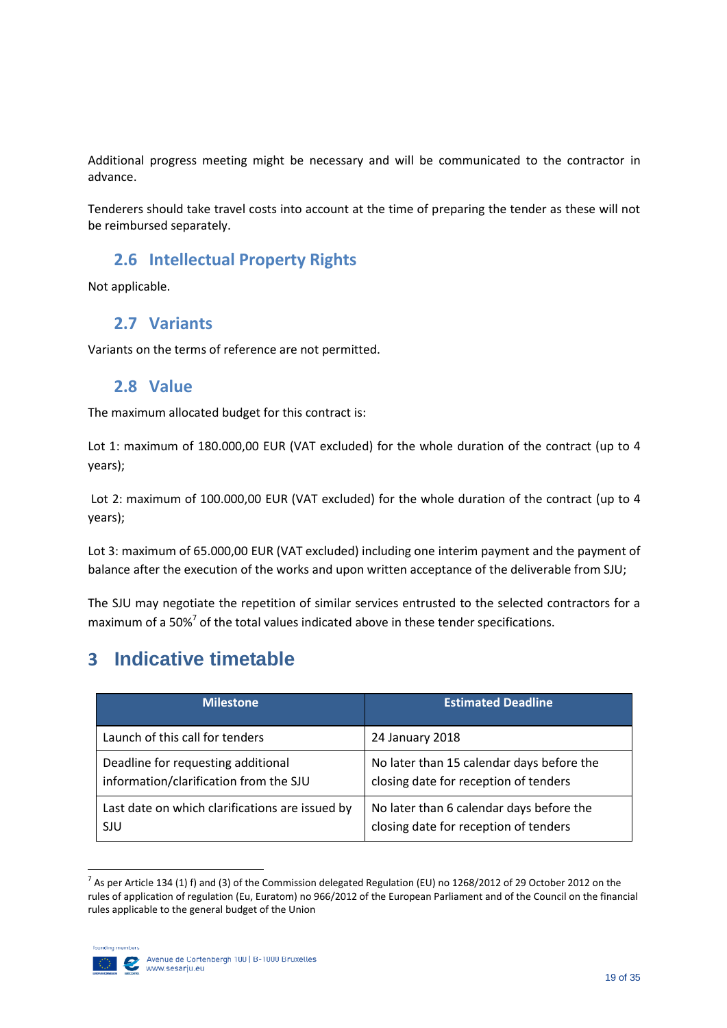Additional progress meeting might be necessary and will be communicated to the contractor in advance.

Tenderers should take travel costs into account at the time of preparing the tender as these will not be reimbursed separately.

## 2.6 Intellectual Property Rights

Not applicable.

## 2.7 Variants

Variants on the terms of reference are not permitted.

## 2.8 Value

The maximum allocated budget for this contract is:

Lot 1: maximum of 180.000,00 EUR (VAT excluded) for the whole duration of the contract (up to 4 years);

Lot 2: maximum of 100.000,00 EUR (VAT excluded) for the whole duration of the contract (up to 4 years);

Lot 3: maximum of 65.000,00 EUR (VAT excluded) including one interim payment and the payment of balance after the execution of the works and upon written acceptance of the deliverable from SJU;

The SJU may negotiate the repetition of similar services entrusted to the selected contractors for a maximum of a 50%[7] of the total values indicated above in these tender specifications.

# 3 Indicative timetable

| Milestone | Estimated Deadline |
|---|---|
| Launch of this call for tenders | 24 January 2018 |
| Deadline for requesting additional information/clarification from the SJU | No later than 15 calendar days before the closing date for reception of tenders |
| Last date on which clarifications are issued by SJU | No later than 6 calendar days before the closing date for reception of tenders |

[7] As per Article 134 (1) f) and (3) of the Commission delegated Regulation (EU) no 1268/2012 of 29 October 2012 on the rules of application of regulation (Eu, Euratom) no 966/2012 of the European Parliament and of the Council on the financial rules applicable to the general budget of the Union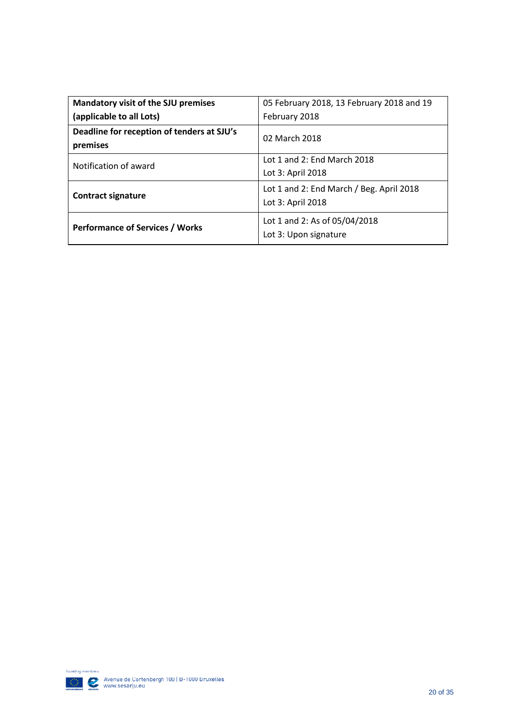| **Mandatory visit of the SJU premises (applicable to all Lots)** | 05 February 2018, 13 February 2018 and 19 February 2018 |
|---|---|
| **Deadline for reception of tenders at SJU's premises** | 02 March 2018 |
| Notification of award | Lot 1 and 2: End March 2018<br>Lot 3: April 2018 |
| **Contract signature** | Lot 1 and 2: End March / Beg. April 2018<br>Lot 3: April 2018 |
| **Performance of Services / Works** | Lot 1 and 2: As of 05/04/2018<br>Lot 3: Upon signature |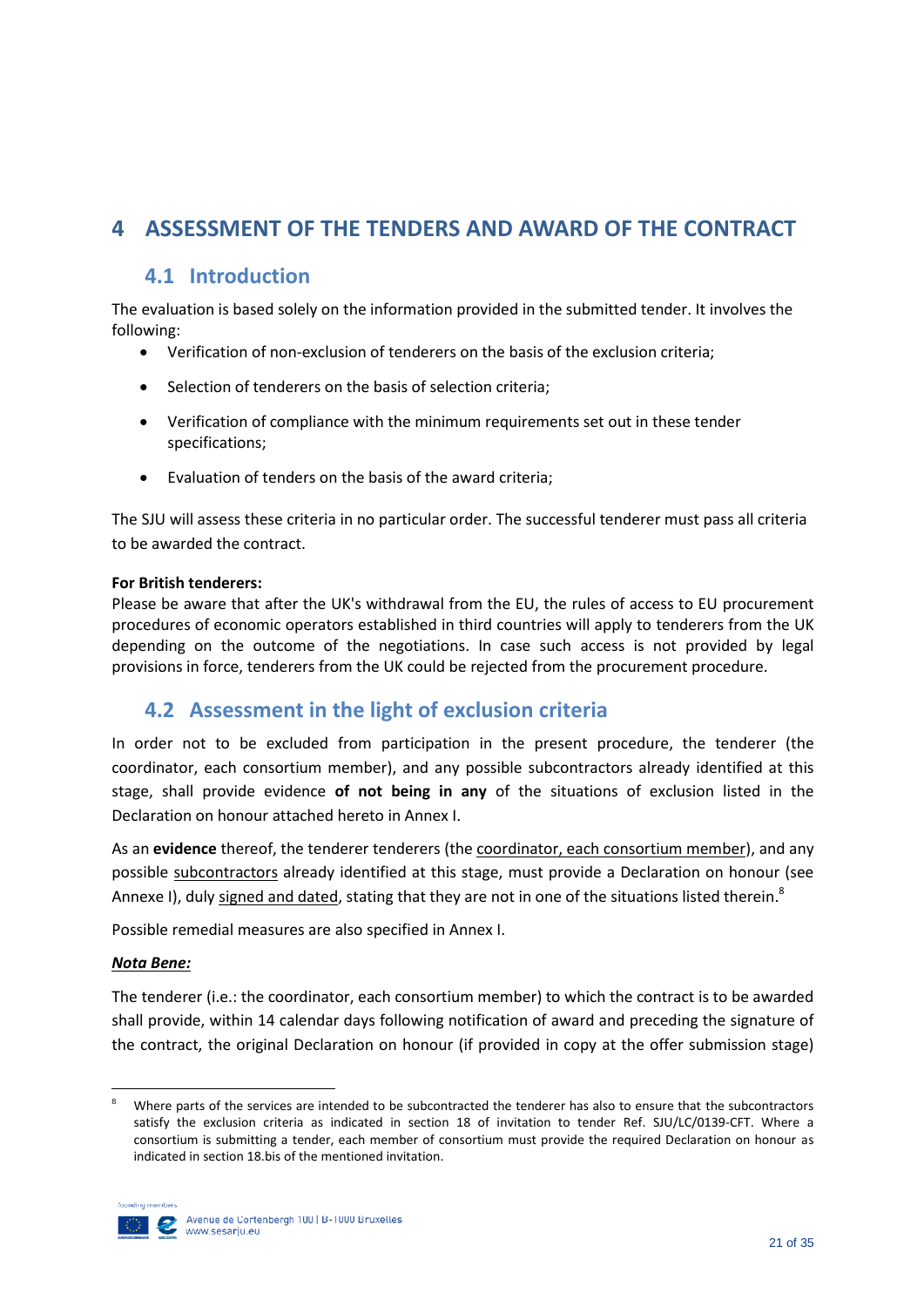# 4 ASSESSMENT OF THE TENDERS AND AWARD OF THE CONTRACT

## 4.1 Introduction

The evaluation is based solely on the information provided in the submitted tender. It involves the following:

- Verification of non-exclusion of tenderers on the basis of the exclusion criteria;
- Selection of tenderers on the basis of selection criteria;
- Verification of compliance with the minimum requirements set out in these tender specifications;
- Evaluation of tenders on the basis of the award criteria;

The SJU will assess these criteria in no particular order. The successful tenderer must pass all criteria to be awarded the contract.

**For British tenderers:**
Please be aware that after the UK's withdrawal from the EU, the rules of access to EU procurement procedures of economic operators established in third countries will apply to tenderers from the UK depending on the outcome of the negotiations. In case such access is not provided by legal provisions in force, tenderers from the UK could be rejected from the procurement procedure.

## 4.2 Assessment in the light of exclusion criteria

In order not to be excluded from participation in the present procedure, the tenderer (the coordinator, each consortium member), and any possible subcontractors already identified at this stage, shall provide evidence **of not being in any** of the situations of exclusion listed in the Declaration on honour attached hereto in Annex I.

As an **evidence** thereof, the tenderer tenderers (the coordinator, each consortium member), and any possible subcontractors already identified at this stage, must provide a Declaration on honour (see Annexe I), duly signed and dated, stating that they are not in one of the situations listed therein.[8]

Possible remedial measures are also specified in Annex I.

***Nota Bene:***

The tenderer (i.e.: the coordinator, each consortium member) to which the contract is to be awarded shall provide, within 14 calendar days following notification of award and preceding the signature of the contract, the original Declaration on honour (if provided in copy at the offer submission stage)

[8] Where parts of the services are intended to be subcontracted the tenderer has also to ensure that the subcontractors satisfy the exclusion criteria as indicated in section 18 of invitation to tender Ref. SJU/LC/0139-CFT. Where a consortium is submitting a tender, each member of consortium must provide the required Declaration on honour as indicated in section 18.bis of the mentioned invitation.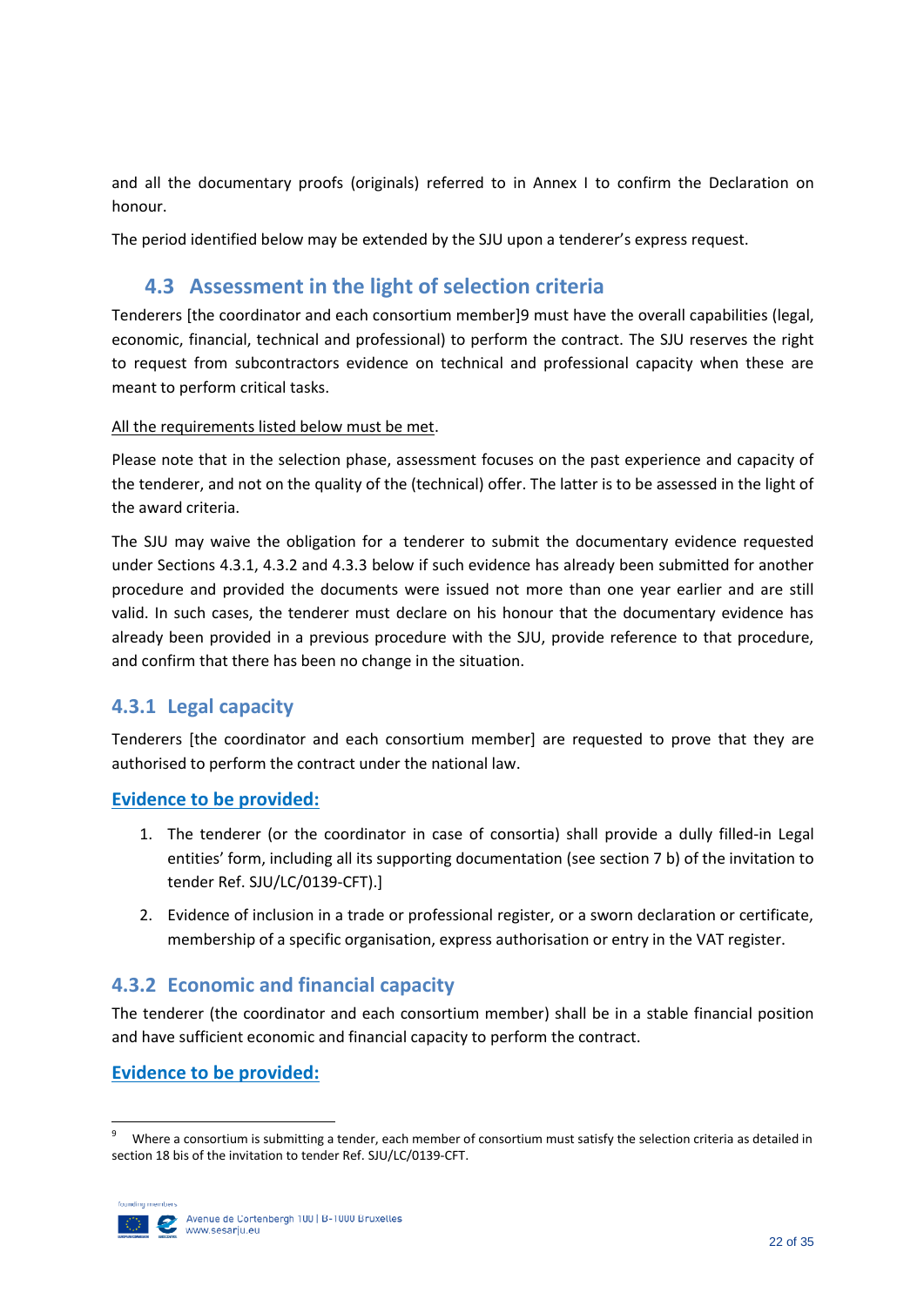and all the documentary proofs (originals) referred to in Annex I to confirm the Declaration on honour.

The period identified below may be extended by the SJU upon a tenderer's express request.

## 4.3 Assessment in the light of selection criteria

Tenderers [the coordinator and each consortium member][9] must have the overall capabilities (legal, economic, financial, technical and professional) to perform the contract. The SJU reserves the right to request from subcontractors evidence on technical and professional capacity when these are meant to perform critical tasks.

<u>All the requirements listed below must be met</u>.

Please note that in the selection phase, assessment focuses on the past experience and capacity of the tenderer, and not on the quality of the (technical) offer. The latter is to be assessed in the light of the award criteria.

The SJU may waive the obligation for a tenderer to submit the documentary evidence requested under Sections 4.3.1, 4.3.2 and 4.3.3 below if such evidence has already been submitted for another procedure and provided the documents were issued not more than one year earlier and are still valid. In such cases, the tenderer must declare on his honour that the documentary evidence has already been provided in a previous procedure with the SJU, provide reference to that procedure, and confirm that there has been no change in the situation.

### 4.3.1 Legal capacity

Tenderers [the coordinator and each consortium member] are requested to prove that they are authorised to perform the contract under the national law.

**Evidence to be provided:**

1. The tenderer (or the coordinator in case of consortia) shall provide a dully filled-in Legal entities' form, including all its supporting documentation (see section 7 b) of the invitation to tender Ref. SJU/LC/0139-CFT).]
2. Evidence of inclusion in a trade or professional register, or a sworn declaration or certificate, membership of a specific organisation, express authorisation or entry in the VAT register.

### 4.3.2 Economic and financial capacity

The tenderer (the coordinator and each consortium member) shall be in a stable financial position and have sufficient economic and financial capacity to perform the contract.

**Evidence to be provided:**

[9] Where a consortium is submitting a tender, each member of consortium must satisfy the selection criteria as detailed in section 18 bis of the invitation to tender Ref. SJU/LC/0139-CFT.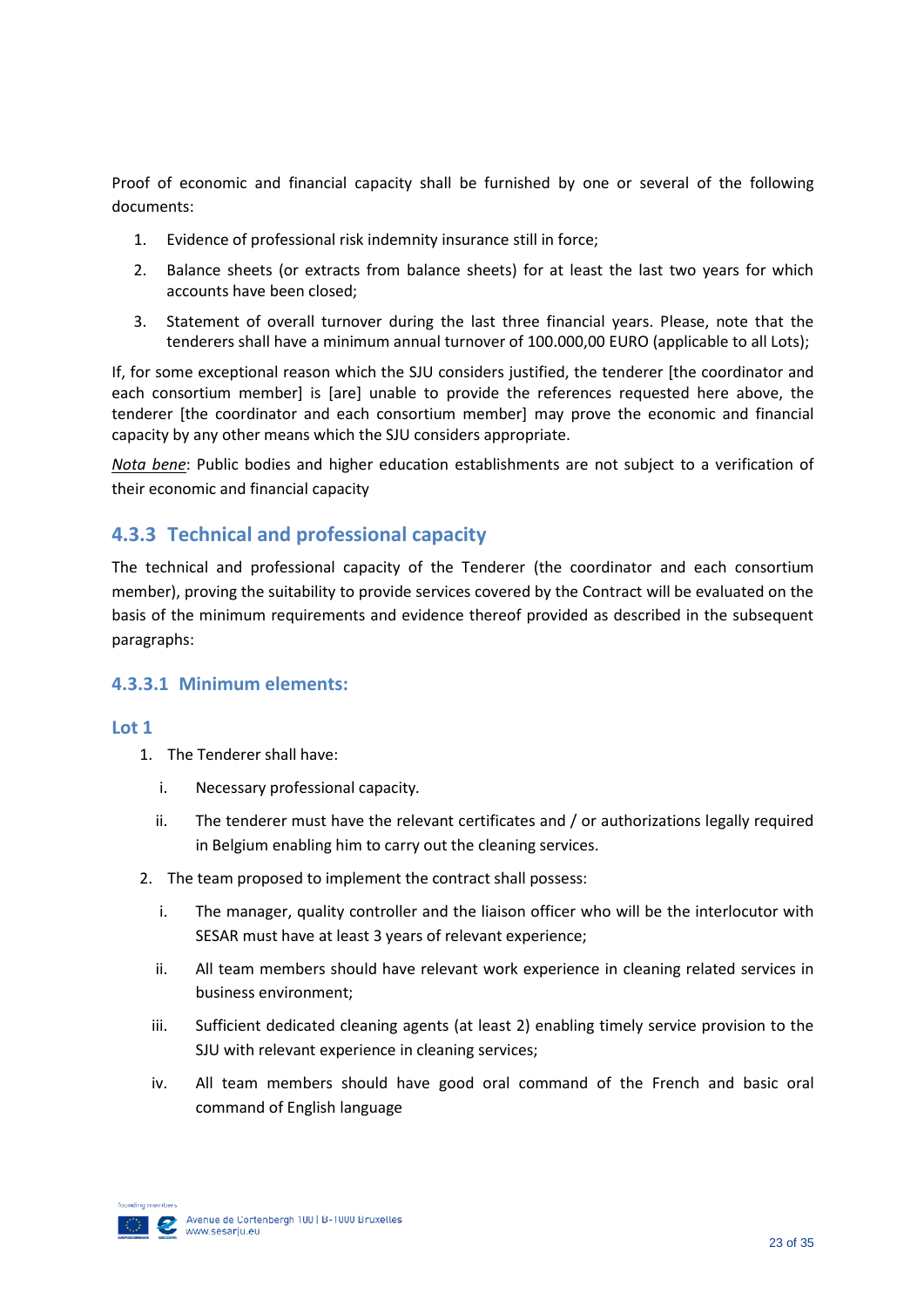Proof of economic and financial capacity shall be furnished by one or several of the following documents:

1. Evidence of professional risk indemnity insurance still in force;
2. Balance sheets (or extracts from balance sheets) for at least the last two years for which accounts have been closed;
3. Statement of overall turnover during the last three financial years. Please, note that the tenderers shall have a minimum annual turnover of 100.000,00 EURO (applicable to all Lots);

If, for some exceptional reason which the SJU considers justified, the tenderer [the coordinator and each consortium member] is [are] unable to provide the references requested here above, the tenderer [the coordinator and each consortium member] may prove the economic and financial capacity by any other means which the SJU considers appropriate.

*Nota bene*: Public bodies and higher education establishments are not subject to a verification of their economic and financial capacity

## 4.3.3 Technical and professional capacity

The technical and professional capacity of the Tenderer (the coordinator and each consortium member), proving the suitability to provide services covered by the Contract will be evaluated on the basis of the minimum requirements and evidence thereof provided as described in the subsequent paragraphs:

### 4.3.3.1 Minimum elements:

#### Lot 1

1. The Tenderer shall have:
   - i. Necessary professional capacity.
   - ii. The tenderer must have the relevant certificates and / or authorizations legally required in Belgium enabling him to carry out the cleaning services.
2. The team proposed to implement the contract shall possess:
   - i. The manager, quality controller and the liaison officer who will be the interlocutor with SESAR must have at least 3 years of relevant experience;
   - ii. All team members should have relevant work experience in cleaning related services in business environment;
   - iii. Sufficient dedicated cleaning agents (at least 2) enabling timely service provision to the SJU with relevant experience in cleaning services;
   - iv. All team members should have good oral command of the French and basic oral command of English language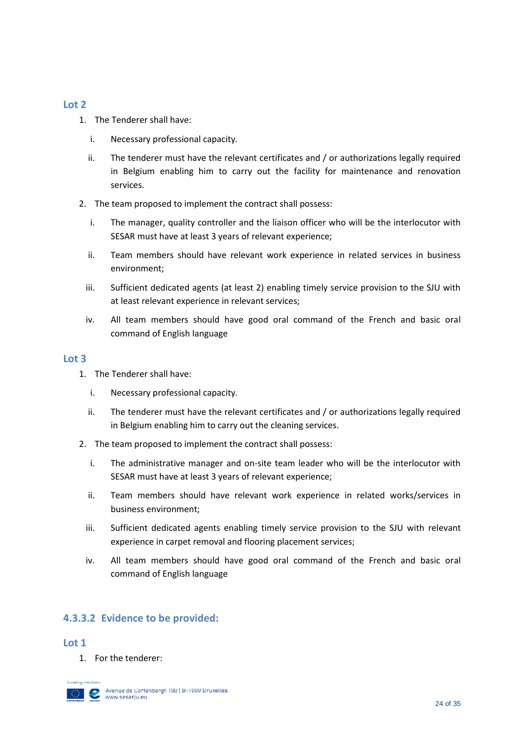### Lot 2

1. The Tenderer shall have:

   i. Necessary professional capacity.

   ii. The tenderer must have the relevant certificates and / or authorizations legally required in Belgium enabling him to carry out the facility for maintenance and renovation services.

2. The team proposed to implement the contract shall possess:

   i. The manager, quality controller and the liaison officer who will be the interlocutor with SESAR must have at least 3 years of relevant experience;

   ii. Team members should have relevant work experience in related services in business environment;

   iii. Sufficient dedicated agents (at least 2) enabling timely service provision to the SJU with at least relevant experience in relevant services;

   iv. All team members should have good oral command of the French and basic oral command of English language

### Lot 3

1. The Tenderer shall have:

   i. Necessary professional capacity.

   ii. The tenderer must have the relevant certificates and / or authorizations legally required in Belgium enabling him to carry out the cleaning services.

2. The team proposed to implement the contract shall possess:

   i. The administrative manager and on-site team leader who will be the interlocutor with SESAR must have at least 3 years of relevant experience;

   ii. Team members should have relevant work experience in related works/services in business environment;

   iii. Sufficient dedicated agents enabling timely service provision to the SJU with relevant experience in carpet removal and flooring placement services;

   iv. All team members should have good oral command of the French and basic oral command of English language

## 4.3.3.2 Evidence to be provided:

### Lot 1

1. For the tenderer: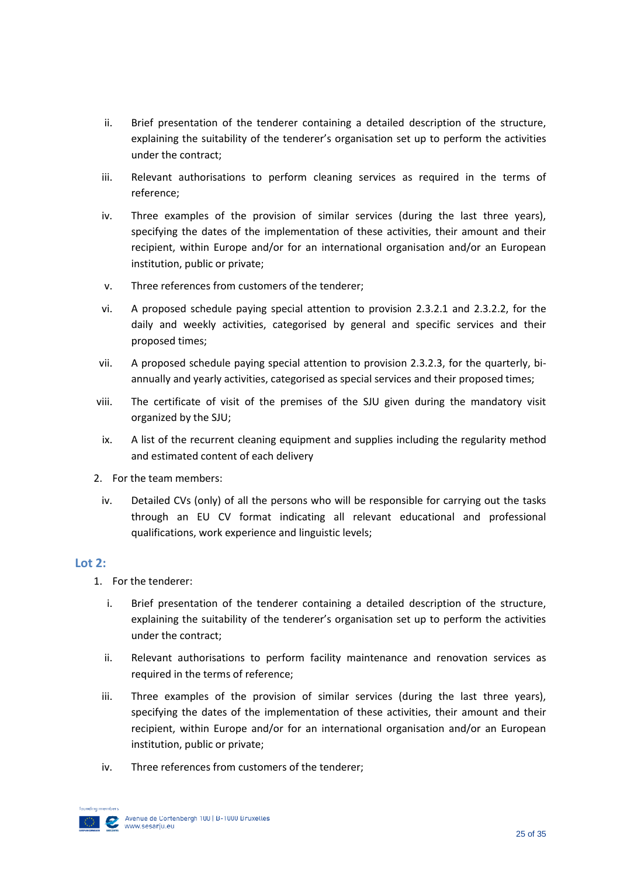ii. Brief presentation of the tenderer containing a detailed description of the structure, explaining the suitability of the tenderer's organisation set up to perform the activities under the contract;

iii. Relevant authorisations to perform cleaning services as required in the terms of reference;

iv. Three examples of the provision of similar services (during the last three years), specifying the dates of the implementation of these activities, their amount and their recipient, within Europe and/or for an international organisation and/or an European institution, public or private;

v. Three references from customers of the tenderer;

vi. A proposed schedule paying special attention to provision 2.3.2.1 and 2.3.2.2, for the daily and weekly activities, categorised by general and specific services and their proposed times;

vii. A proposed schedule paying special attention to provision 2.3.2.3, for the quarterly, bi-annually and yearly activities, categorised as special services and their proposed times;

viii. The certificate of visit of the premises of the SJU given during the mandatory visit organized by the SJU;

ix. A list of the recurrent cleaning equipment and supplies including the regularity method and estimated content of each delivery

2. For the team members:

iv. Detailed CVs (only) of all the persons who will be responsible for carrying out the tasks through an EU CV format indicating all relevant educational and professional qualifications, work experience and linguistic levels;

### Lot 2:

1. For the tenderer:

i. Brief presentation of the tenderer containing a detailed description of the structure, explaining the suitability of the tenderer's organisation set up to perform the activities under the contract;

ii. Relevant authorisations to perform facility maintenance and renovation services as required in the terms of reference;

iii. Three examples of the provision of similar services (during the last three years), specifying the dates of the implementation of these activities, their amount and their recipient, within Europe and/or for an international organisation and/or an European institution, public or private;

iv. Three references from customers of the tenderer;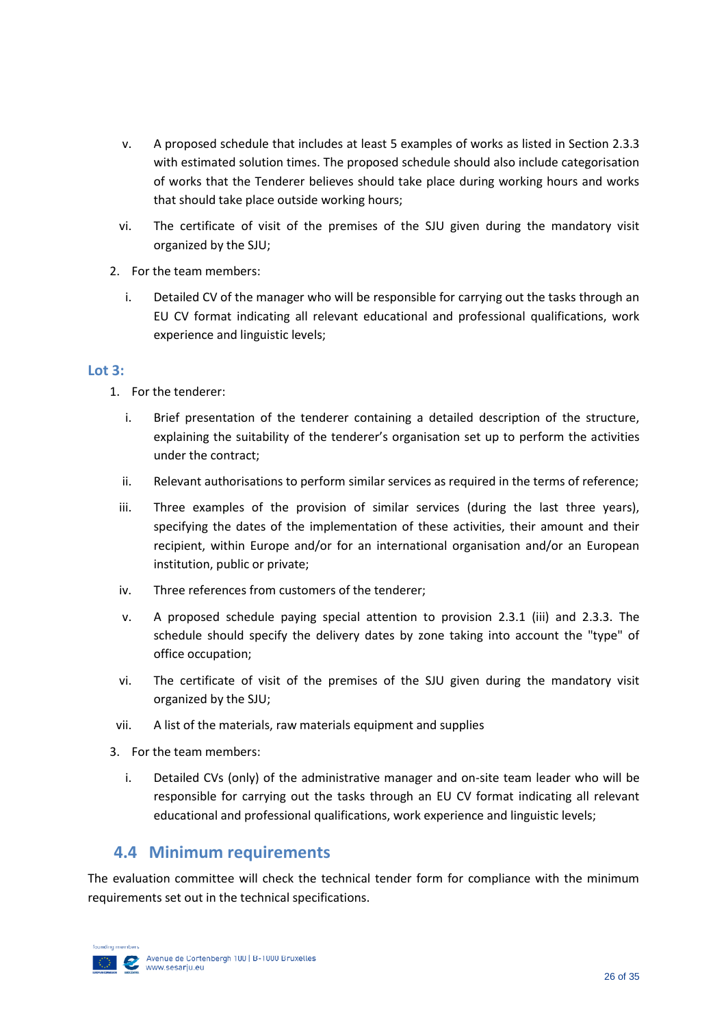v. A proposed schedule that includes at least 5 examples of works as listed in Section 2.3.3 with estimated solution times. The proposed schedule should also include categorisation of works that the Tenderer believes should take place during working hours and works that should take place outside working hours;

vi. The certificate of visit of the premises of the SJU given during the mandatory visit organized by the SJU;

2. For the team members:

   i. Detailed CV of the manager who will be responsible for carrying out the tasks through an EU CV format indicating all relevant educational and professional qualifications, work experience and linguistic levels;

### Lot 3:

1. For the tenderer:

   i. Brief presentation of the tenderer containing a detailed description of the structure, explaining the suitability of the tenderer's organisation set up to perform the activities under the contract;

   ii. Relevant authorisations to perform similar services as required in the terms of reference;

   iii. Three examples of the provision of similar services (during the last three years), specifying the dates of the implementation of these activities, their amount and their recipient, within Europe and/or for an international organisation and/or an European institution, public or private;

   iv. Three references from customers of the tenderer;

   v. A proposed schedule paying special attention to provision 2.3.1 (iii) and 2.3.3. The schedule should specify the delivery dates by zone taking into account the "type" of office occupation;

   vi. The certificate of visit of the premises of the SJU given during the mandatory visit organized by the SJU;

   vii. A list of the materials, raw materials equipment and supplies

3. For the team members:

   i. Detailed CVs (only) of the administrative manager and on-site team leader who will be responsible for carrying out the tasks through an EU CV format indicating all relevant educational and professional qualifications, work experience and linguistic levels;

## 4.4 Minimum requirements

The evaluation committee will check the technical tender form for compliance with the minimum requirements set out in the technical specifications.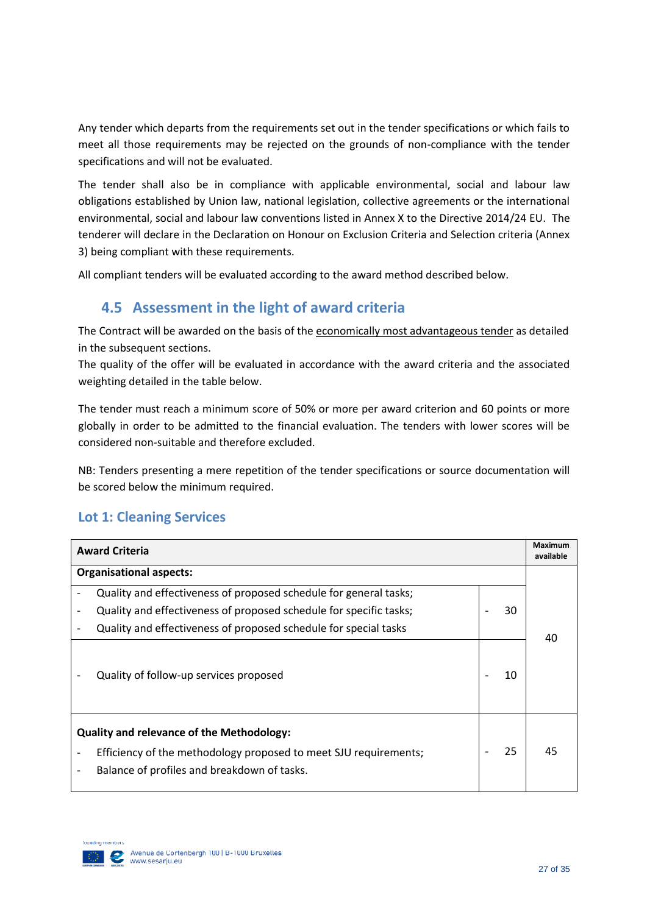Any tender which departs from the requirements set out in the tender specifications or which fails to meet all those requirements may be rejected on the grounds of non-compliance with the tender specifications and will not be evaluated.

The tender shall also be in compliance with applicable environmental, social and labour law obligations established by Union law, national legislation, collective agreements or the international environmental, social and labour law conventions listed in Annex X to the Directive 2014/24 EU. The tenderer will declare in the Declaration on Honour on Exclusion Criteria and Selection criteria (Annex 3) being compliant with these requirements.

All compliant tenders will be evaluated according to the award method described below.

## 4.5 Assessment in the light of award criteria

The Contract will be awarded on the basis of the economically most advantageous tender as detailed in the subsequent sections.
The quality of the offer will be evaluated in accordance with the award criteria and the associated weighting detailed in the table below.

The tender must reach a minimum score of 50% or more per award criterion and 60 points or more globally in order to be admitted to the financial evaluation. The tenders with lower scores will be considered non-suitable and therefore excluded.

NB: Tenders presenting a mere repetition of the tender specifications or source documentation will be scored below the minimum required.

### Lot 1: Cleaning Services

| Award Criteria | | Maximum available |
|---|---|---|
| **Organisational aspects:** | | 40 |
| - Quality and effectiveness of proposed schedule for general tasks;<br>- Quality and effectiveness of proposed schedule for specific tasks;<br>- Quality and effectiveness of proposed schedule for special tasks | - 30 | |
| - Quality of follow-up services proposed | - 10 | |
| **Quality and relevance of the Methodology:**<br>- Efficiency of the methodology proposed to meet SJU requirements;<br>- Balance of profiles and breakdown of tasks. | - 25 | 45 |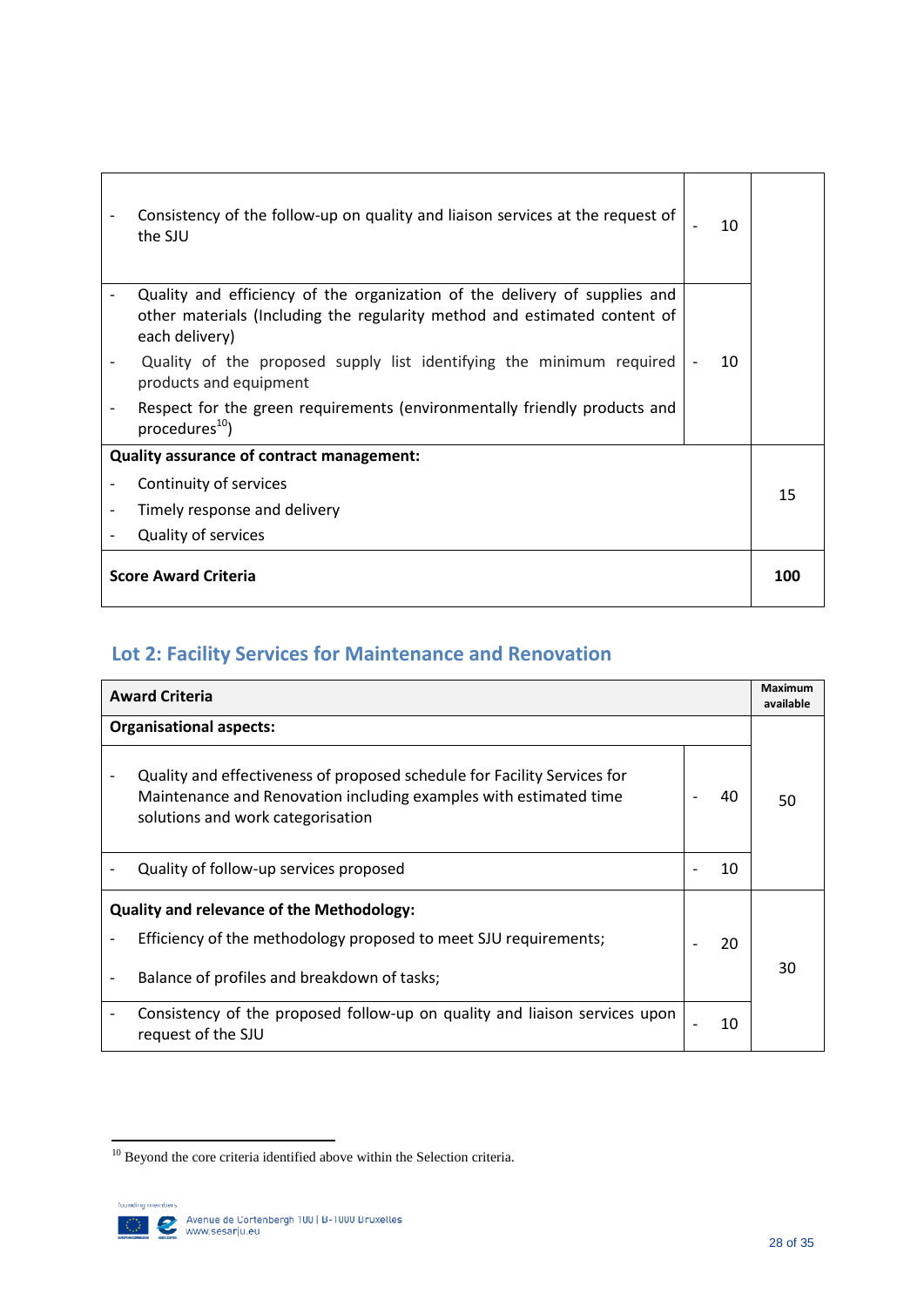| | | |
|---|---|---|
| - Consistency of the follow-up on quality and liaison services at the request of the SJU | - 10 | |
| - Quality and efficiency of the organization of the delivery of supplies and other materials (Including the regularity method and estimated content of each delivery)<br>- Quality of the proposed supply list identifying the minimum required products and equipment<br>- Respect for the green requirements (environmentally friendly products and procedures[10]) | - 10 | |
| **Quality assurance of contract management:**<br>- Continuity of services<br>- Timely response and delivery<br>- Quality of services | | 15 |
| **Score Award Criteria** | | **100** |

## Lot 2: Facility Services for Maintenance and Renovation

| **Award Criteria** | | **Maximum available** |
|---|---|---|
| **Organisational aspects:** | | 50 |
| - Quality and effectiveness of proposed schedule for Facility Services for Maintenance and Renovation including examples with estimated time solutions and work categorisation | - 40 | |
| - Quality of follow-up services proposed | - 10 | |
| **Quality and relevance of the Methodology:**<br>- Efficiency of the methodology proposed to meet SJU requirements;<br>- Balance of profiles and breakdown of tasks; | - 20 | 30 |
| - Consistency of the proposed follow-up on quality and liaison services upon request of the SJU | - 10 | |

[10] Beyond the core criteria identified above within the Selection criteria.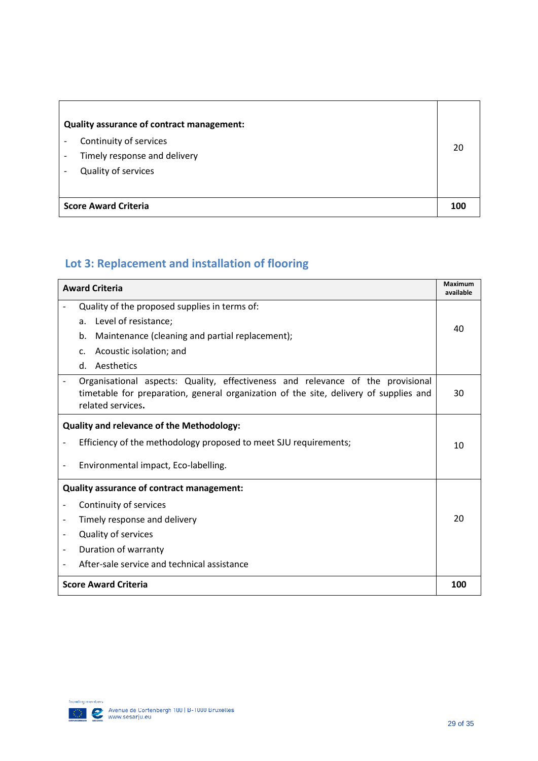| | |
|---|---|
| **Quality assurance of contract management:**<br>- Continuity of services<br>- Timely response and delivery<br>- Quality of services | 20 |
| **Score Award Criteria** | **100** |

## Lot 3: Replacement and installation of flooring

| Award Criteria | Maximum available |
|---|---|
| - Quality of the proposed supplies in terms of:<br>a. Level of resistance;<br>b. Maintenance (cleaning and partial replacement);<br>c. Acoustic isolation; and<br>d. Aesthetics | 40 |
| - Organisational aspects: Quality, effectiveness and relevance of the provisional timetable for preparation, general organization of the site, delivery of supplies and related services**.** | 30 |
| **Quality and relevance of the Methodology:**<br>- Efficiency of the methodology proposed to meet SJU requirements;<br>- Environmental impact, Eco-labelling. | 10 |
| **Quality assurance of contract management:**<br>- Continuity of services<br>- Timely response and delivery<br>- Quality of services<br>- Duration of warranty<br>- After-sale service and technical assistance | 20 |
| **Score Award Criteria** | **100** |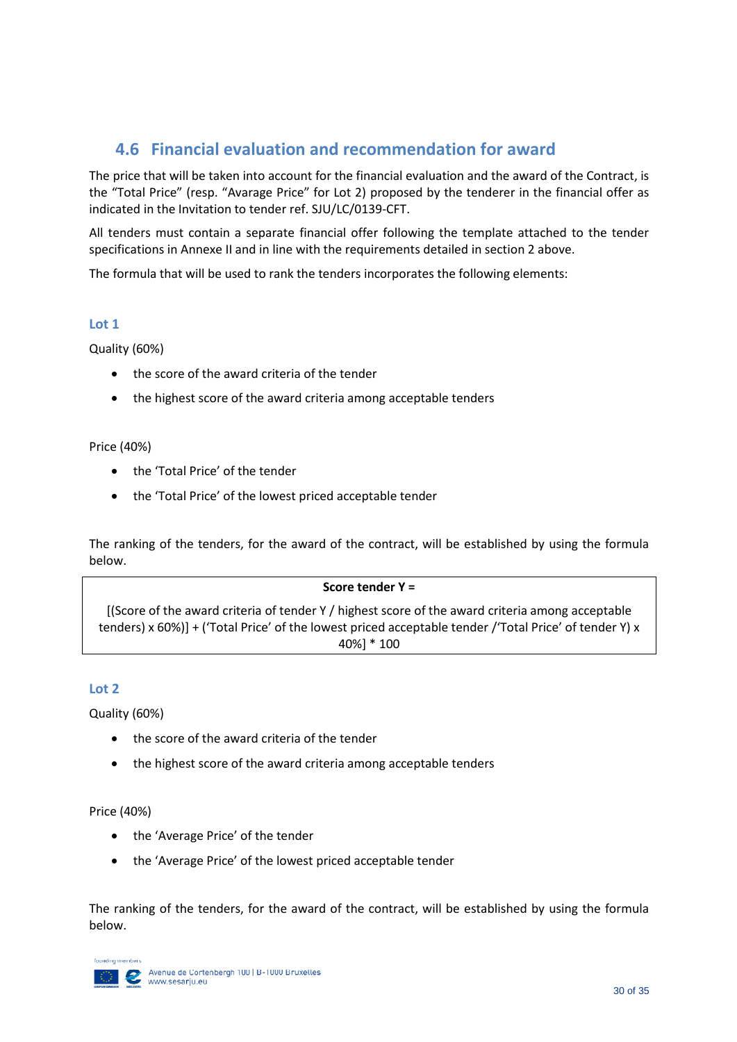## 4.6 Financial evaluation and recommendation for award

The price that will be taken into account for the financial evaluation and the award of the Contract, is the "Total Price" (resp. "Avarage Price" for Lot 2) proposed by the tenderer in the financial offer as indicated in the Invitation to tender ref. SJU/LC/0139-CFT.

All tenders must contain a separate financial offer following the template attached to the tender specifications in Annexe II and in line with the requirements detailed in section 2 above.

The formula that will be used to rank the tenders incorporates the following elements:

### Lot 1

Quality (60%)

- the score of the award criteria of the tender
- the highest score of the award criteria among acceptable tenders

Price (40%)

- the 'Total Price' of the tender
- the 'Total Price' of the lowest priced acceptable tender

The ranking of the tenders, for the award of the contract, will be established by using the formula below.

| **Score tender Y =** |
|---|
| [(Score of the award criteria of tender Y / highest score of the award criteria among acceptable tenders) x 60%)] + ('Total Price' of the lowest priced acceptable tender /'Total Price' of tender Y) x 40%] * 100 |

### Lot 2

Quality (60%)

- the score of the award criteria of the tender
- the highest score of the award criteria among acceptable tenders

Price (40%)

- the 'Average Price' of the tender
- the 'Average Price' of the lowest priced acceptable tender

The ranking of the tenders, for the award of the contract, will be established by using the formula below.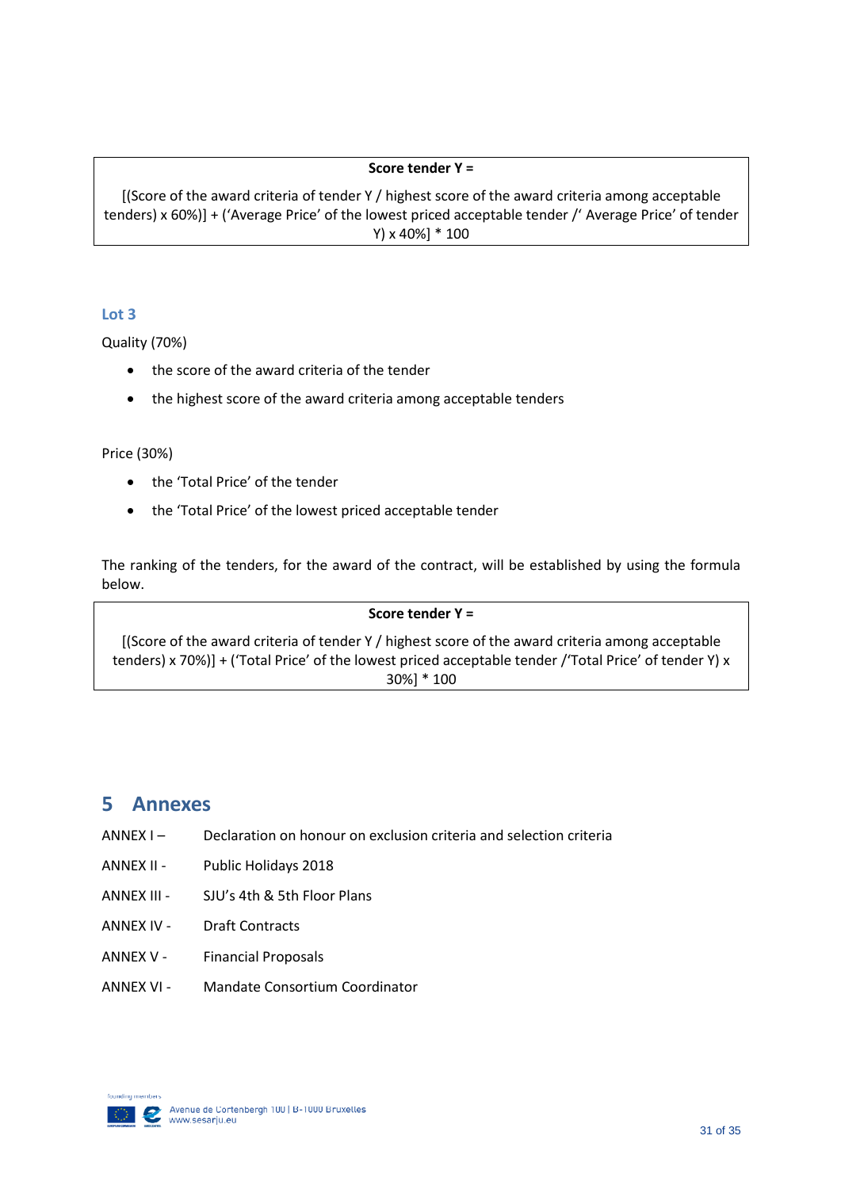**Score tender Y =**

[(Score of the award criteria of tender Y / highest score of the award criteria among acceptable tenders) x 60%)] + (‘Average Price’ of the lowest priced acceptable tender /‘ Average Price’ of tender Y) x 40%] * 100

### Lot 3

Quality (70%)

- the score of the award criteria of the tender
- the highest score of the award criteria among acceptable tenders

Price (30%)

- the ‘Total Price’ of the tender
- the ‘Total Price’ of the lowest priced acceptable tender

The ranking of the tenders, for the award of the contract, will be established by using the formula below.

**Score tender Y =**

[(Score of the award criteria of tender Y / highest score of the award criteria among acceptable tenders) x 70%)] + (‘Total Price’ of the lowest priced acceptable tender /‘Total Price’ of tender Y) x 30%] * 100

## 5 Annexes

ANNEX I – Declaration on honour on exclusion criteria and selection criteria

ANNEX II - Public Holidays 2018

ANNEX III - SJU’s 4th & 5th Floor Plans

ANNEX IV - Draft Contracts

ANNEX V - Financial Proposals

ANNEX VI - Mandate Consortium Coordinator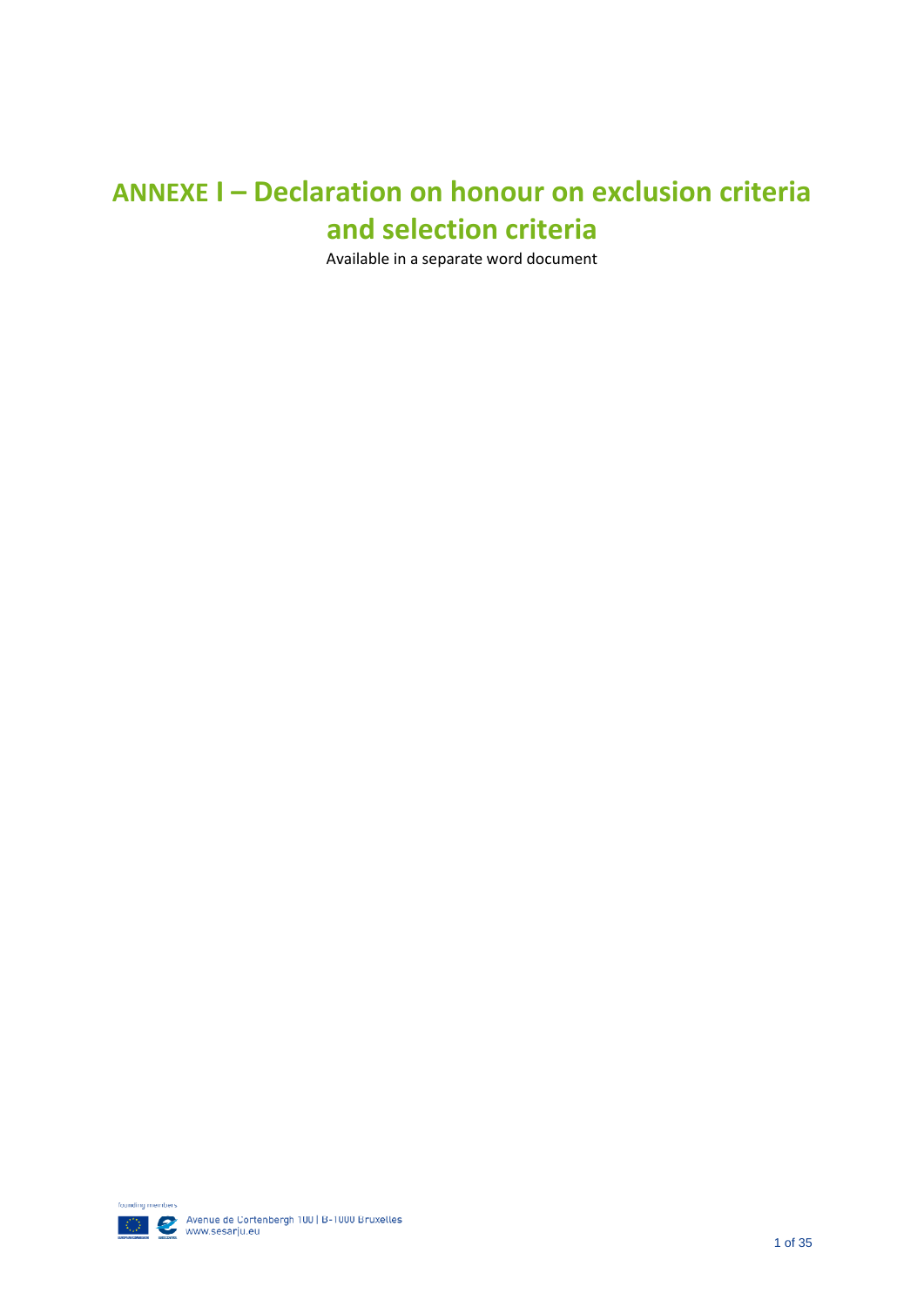# ANNEXE I – Declaration on honour on exclusion criteria and selection criteria

Available in a separate word document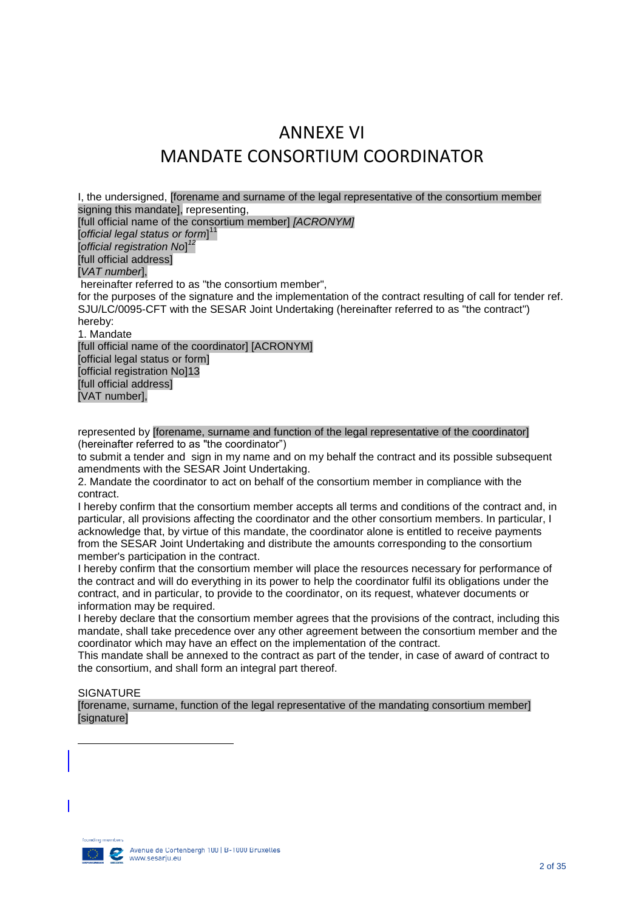# ANNEXE VI
# MANDATE CONSORTIUM COORDINATOR

I, the undersigned, [forename and surname of the legal representative of the consortium member signing this mandate], representing,
[full official name of the consortium member] *[ACRONYM]*
[*official legal status or form*][11]
[*official registration No*][12]
[full official address]
[*VAT number*],
hereinafter referred to as "the consortium member",
for the purposes of the signature and the implementation of the contract resulting of call for tender ref. SJU/LC/0095-CFT with the SESAR Joint Undertaking (hereinafter referred to as "the contract") hereby:

1. Mandate
[full official name of the coordinator] [ACRONYM]
[official legal status or form]
[official registration No]13
[full official address]
[VAT number],

represented by [forename, surname and function of the legal representative of the coordinator] (hereinafter referred to as "the coordinator")
to submit a tender and sign in my name and on my behalf the contract and its possible subsequent amendments with the SESAR Joint Undertaking.

2. Mandate the coordinator to act on behalf of the consortium member in compliance with the contract.

I hereby confirm that the consortium member accepts all terms and conditions of the contract and, in particular, all provisions affecting the coordinator and the other consortium members. In particular, I acknowledge that, by virtue of this mandate, the coordinator alone is entitled to receive payments from the SESAR Joint Undertaking and distribute the amounts corresponding to the consortium member's participation in the contract.

I hereby confirm that the consortium member will place the resources necessary for performance of the contract and will do everything in its power to help the coordinator fulfil its obligations under the contract, and in particular, to provide to the coordinator, on its request, whatever documents or information may be required.

I hereby declare that the consortium member agrees that the provisions of the contract, including this mandate, shall take precedence over any other agreement between the consortium member and the coordinator which may have an effect on the implementation of the contract.

This mandate shall be annexed to the contract as part of the tender, in case of award of contract to the consortium, and shall form an integral part thereof.

SIGNATURE
[forename, surname, function of the legal representative of the mandating consortium member]
[signature]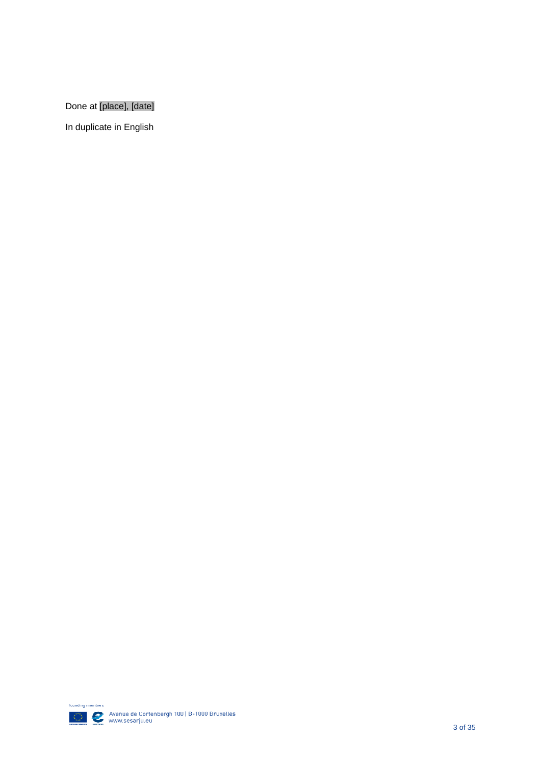Done at [place], [date]

In duplicate in English